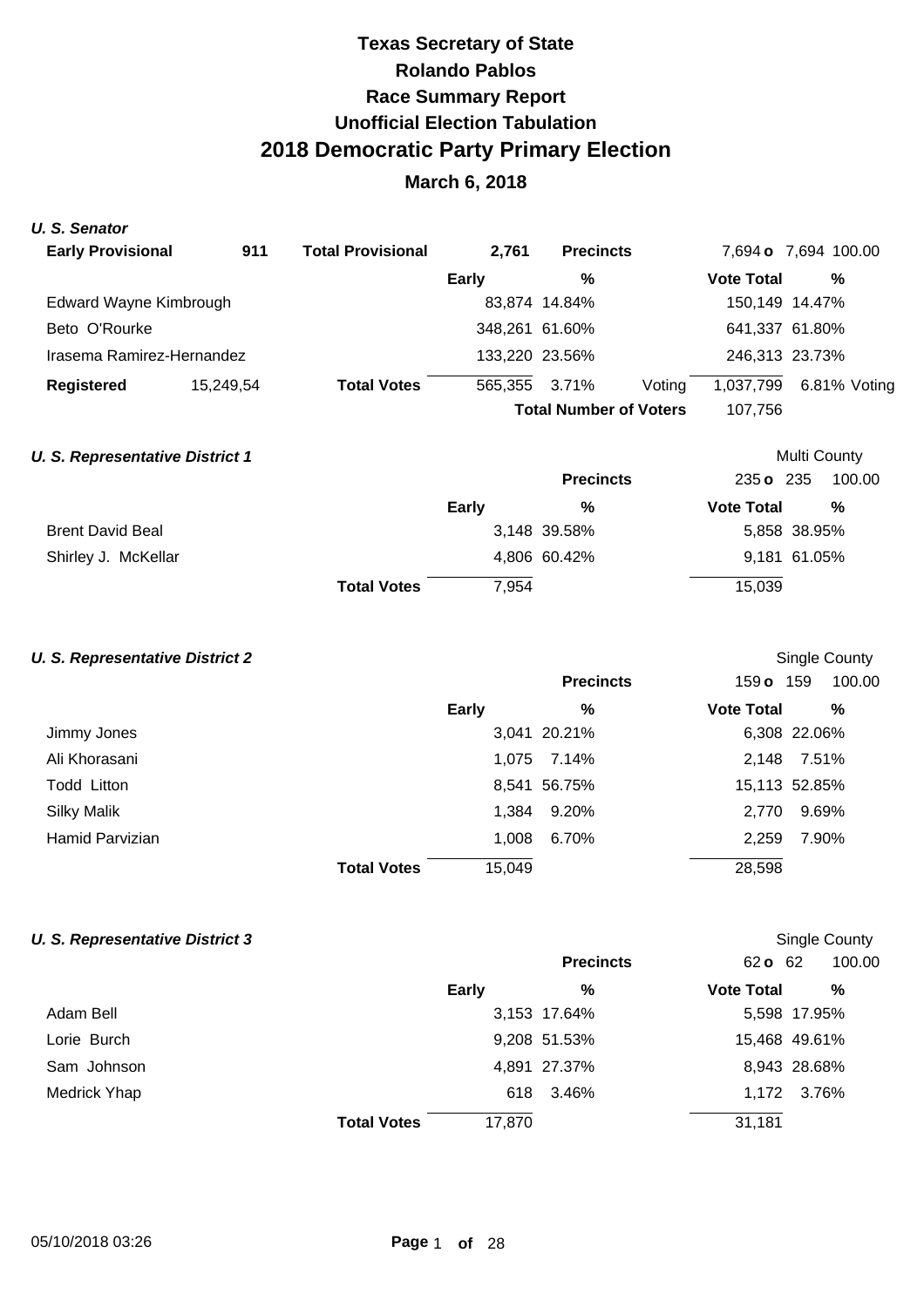# Texas Secretary of State
# Rolando Pablos
# Race Summary Report
# Unofficial Election Tabulation
# 2018 Democratic Party Primary Election
## March 6, 2018

### *U. S. Senator*

| | | | | | | | |
|---|---|---|---|---|---|---|---|
| **Early Provisional** | **911** | **Total Provisional** | **2,761** | **Precincts** | | 7,694 **o** 7,694 | 100.00 |
| | | | **Early** | **%** | | **Vote Total** | **%** |
| Edward Wayne Kimbrough | | | 83,874 | 14.84% | | 150,149 | 14.47% |
| Beto O'Rourke | | | 348,261 | 61.60% | | 641,337 | 61.80% |
| Irasema Ramirez-Hernandez | | | 133,220 | 23.56% | | 246,313 | 23.73% |
| **Registered** | 15,249,54 | **Total Votes** | 565,355 | 3.71% | Voting | 1,037,799 | 6.81% Voting |
| | | | | **Total Number of Voters** | | 107,756 | |

### *U. S. Representative District 1*

Multi County

| | | | | | |
|---|---|---|---|---|---|
| | | | **Precincts** | 235 **o** 235 | 100.00 |
| | | **Early** | **%** | **Vote Total** | **%** |
| Brent David Beal | | 3,148 | 39.58% | 5,858 | 38.95% |
| Shirley J. McKellar | | 4,806 | 60.42% | 9,181 | 61.05% |
| | **Total Votes** | 7,954 | | 15,039 | |

### *U. S. Representative District 2*

Single County

| | | | | | |
|---|---|---|---|---|---|
| | | | **Precincts** | 159 **o** 159 | 100.00 |
| | | **Early** | **%** | **Vote Total** | **%** |
| Jimmy Jones | | 3,041 | 20.21% | 6,308 | 22.06% |
| Ali Khorasani | | 1,075 | 7.14% | 2,148 | 7.51% |
| Todd Litton | | 8,541 | 56.75% | 15,113 | 52.85% |
| Silky Malik | | 1,384 | 9.20% | 2,770 | 9.69% |
| Hamid Parvizian | | 1,008 | 6.70% | 2,259 | 7.90% |
| | **Total Votes** | 15,049 | | 28,598 | |

### *U. S. Representative District 3*

Single County

| | | | | | |
|---|---|---|---|---|---|
| | | | **Precincts** | 62 **o** 62 | 100.00 |
| | | **Early** | **%** | **Vote Total** | **%** |
| Adam Bell | | 3,153 | 17.64% | 5,598 | 17.95% |
| Lorie Burch | | 9,208 | 51.53% | 15,468 | 49.61% |
| Sam Johnson | | 4,891 | 27.37% | 8,943 | 28.68% |
| Medrick Yhap | | 618 | 3.46% | 1,172 | 3.76% |
| | **Total Votes** | 17,870 | | 31,181 | |

05/10/2018 03:26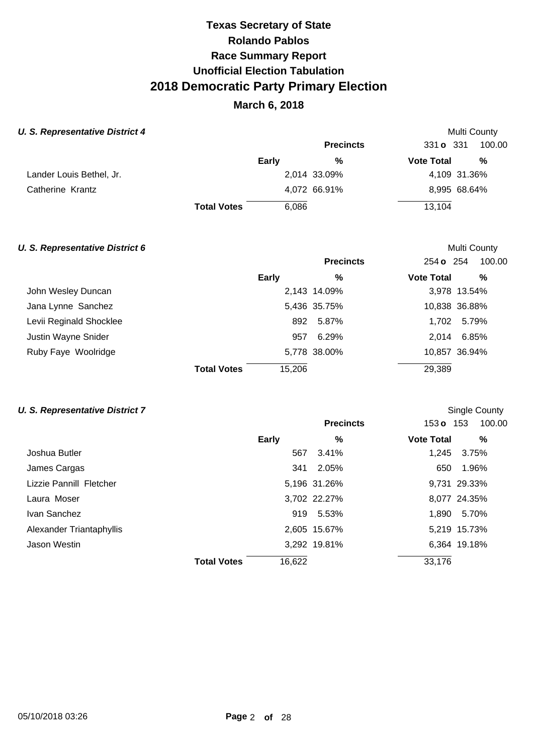# Texas Secretary of State
# Rolando Pablos
# Race Summary Report
# Unofficial Election Tabulation
# 2018 Democratic Party Primary Election

## March 6, 2018

### *U. S. Representative District 4*

Multi County

| | Precincts | | 331 o 331 | 100.00 |
|---|---|---|---|---|
| | **Early** | **%** | **Vote Total** | **%** |
| Lander Louis Bethel, Jr. | 2,014 | 33.09% | 4,109 | 31.36% |
| Catherine Krantz | 4,072 | 66.91% | 8,995 | 68.64% |
| **Total Votes** | 6,086 | | 13,104 | |

### *U. S. Representative District 6*

Multi County

| | Precincts | | 254 o 254 | 100.00 |
|---|---|---|---|---|
| | **Early** | **%** | **Vote Total** | **%** |
| John Wesley Duncan | 2,143 | 14.09% | 3,978 | 13.54% |
| Jana Lynne Sanchez | 5,436 | 35.75% | 10,838 | 36.88% |
| Levii Reginald Shocklee | 892 | 5.87% | 1,702 | 5.79% |
| Justin Wayne Snider | 957 | 6.29% | 2,014 | 6.85% |
| Ruby Faye Woolridge | 5,778 | 38.00% | 10,857 | 36.94% |
| **Total Votes** | 15,206 | | 29,389 | |

### *U. S. Representative District 7*

Single County

| | Precincts | | 153 o 153 | 100.00 |
|---|---|---|---|---|
| | **Early** | **%** | **Vote Total** | **%** |
| Joshua Butler | 567 | 3.41% | 1,245 | 3.75% |
| James Cargas | 341 | 2.05% | 650 | 1.96% |
| Lizzie Pannill Fletcher | 5,196 | 31.26% | 9,731 | 29.33% |
| Laura Moser | 3,702 | 22.27% | 8,077 | 24.35% |
| Ivan Sanchez | 919 | 5.53% | 1,890 | 5.70% |
| Alexander Triantaphyllis | 2,605 | 15.67% | 5,219 | 15.73% |
| Jason Westin | 3,292 | 19.81% | 6,364 | 19.18% |
| **Total Votes** | 16,622 | | 33,176 | |

05/10/2018 03:26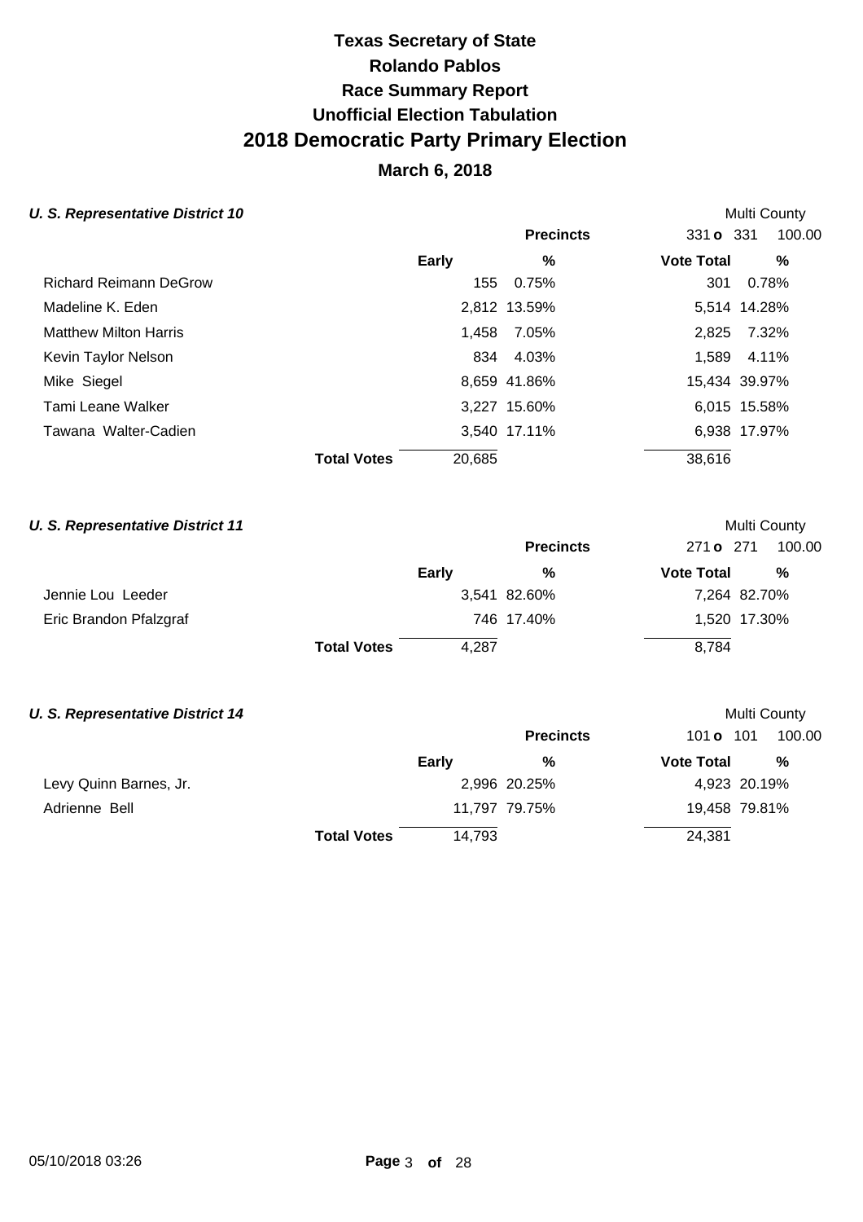# Texas Secretary of State
# Rolando Pablos
# Race Summary Report
# Unofficial Election Tabulation
# 2018 Democratic Party Primary Election
## March 6, 2018

### *U. S. Representative District 10*

Multi County

Precincts: 331 o 331 100.00

| | Early | % | Vote Total | % |
|---|---|---|---|---|
| Richard Reimann DeGrow | 155 | 0.75% | 301 | 0.78% |
| Madeline K. Eden | 2,812 | 13.59% | 5,514 | 14.28% |
| Matthew Milton Harris | 1,458 | 7.05% | 2,825 | 7.32% |
| Kevin Taylor Nelson | 834 | 4.03% | 1,589 | 4.11% |
| Mike Siegel | 8,659 | 41.86% | 15,434 | 39.97% |
| Tami Leane Walker | 3,227 | 15.60% | 6,015 | 15.58% |
| Tawana Walter-Cadien | 3,540 | 17.11% | 6,938 | 17.97% |
| **Total Votes** | 20,685 | | 38,616 | |

### *U. S. Representative District 11*

Multi County

Precincts: 271 o 271 100.00

| | Early | % | Vote Total | % |
|---|---|---|---|---|
| Jennie Lou Leeder | 3,541 | 82.60% | 7,264 | 82.70% |
| Eric Brandon Pfalzgraf | 746 | 17.40% | 1,520 | 17.30% |
| **Total Votes** | 4,287 | | 8,784 | |

### *U. S. Representative District 14*

Multi County

Precincts: 101 o 101 100.00

| | Early | % | Vote Total | % |
|---|---|---|---|---|
| Levy Quinn Barnes, Jr. | 2,996 | 20.25% | 4,923 | 20.19% |
| Adrienne Bell | 11,797 | 79.75% | 19,458 | 79.81% |
| **Total Votes** | 14,793 | | 24,381 | |

05/10/2018 03:26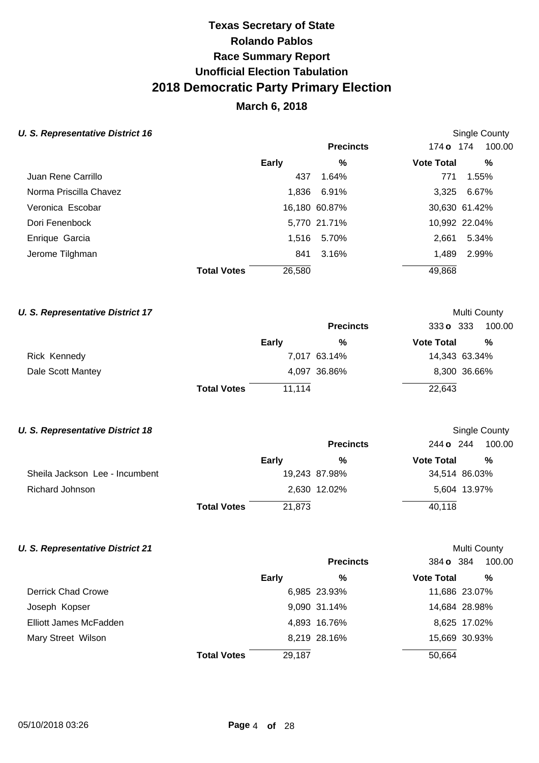# Texas Secretary of State
# Rolando Pablos
# Race Summary Report
# Unofficial Election Tabulation
# 2018 Democratic Party Primary Election

## March 6, 2018

### *U. S. Representative District 16*

Single County

Precincts 174 o 174 100.00

| | Early | % | Vote Total | % |
|---|---|---|---|---|
| Juan Rene Carrillo | 437 | 1.64% | 771 | 1.55% |
| Norma Priscilla Chavez | 1,836 | 6.91% | 3,325 | 6.67% |
| Veronica Escobar | 16,180 | 60.87% | 30,630 | 61.42% |
| Dori Fenenbock | 5,770 | 21.71% | 10,992 | 22.04% |
| Enrique Garcia | 1,516 | 5.70% | 2,661 | 5.34% |
| Jerome Tilghman | 841 | 3.16% | 1,489 | 2.99% |
| **Total Votes** | 26,580 | | 49,868 | |

### *U. S. Representative District 17*

Multi County

Precincts 333 o 333 100.00

| | Early | % | Vote Total | % |
|---|---|---|---|---|
| Rick Kennedy | 7,017 | 63.14% | 14,343 | 63.34% |
| Dale Scott Mantey | 4,097 | 36.86% | 8,300 | 36.66% |
| **Total Votes** | 11,114 | | 22,643 | |

### *U. S. Representative District 18*

Single County

Precincts 244 o 244 100.00

| | Early | % | Vote Total | % |
|---|---|---|---|---|
| Sheila Jackson Lee - Incumbent | 19,243 | 87.98% | 34,514 | 86.03% |
| Richard Johnson | 2,630 | 12.02% | 5,604 | 13.97% |
| **Total Votes** | 21,873 | | 40,118 | |

### *U. S. Representative District 21*

Multi County

Precincts 384 o 384 100.00

| | Early | % | Vote Total | % |
|---|---|---|---|---|
| Derrick Chad Crowe | 6,985 | 23.93% | 11,686 | 23.07% |
| Joseph Kopser | 9,090 | 31.14% | 14,684 | 28.98% |
| Elliott James McFadden | 4,893 | 16.76% | 8,625 | 17.02% |
| Mary Street Wilson | 8,219 | 28.16% | 15,669 | 30.93% |
| **Total Votes** | 29,187 | | 50,664 | |

05/10/2018 03:26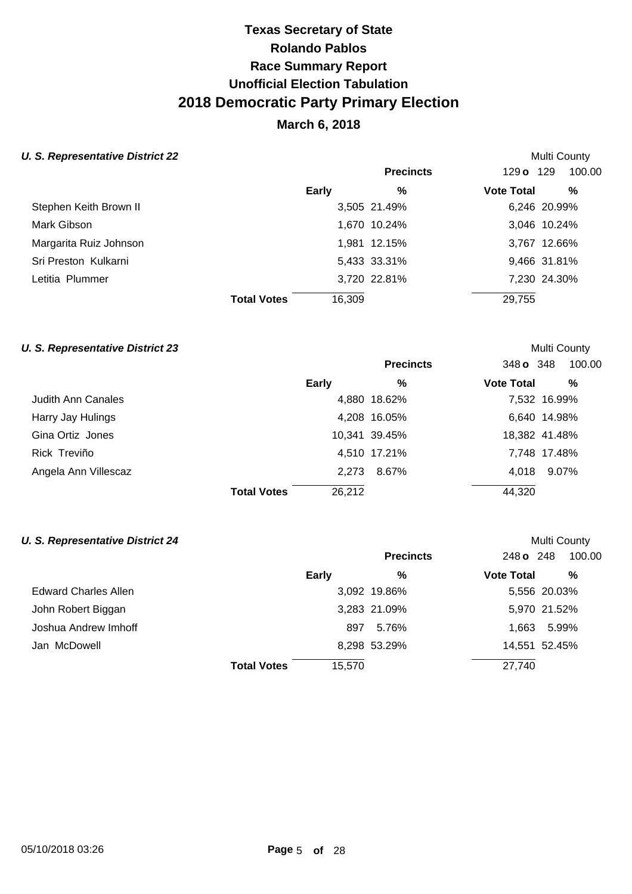# Texas Secretary of State
# Rolando Pablos
# Race Summary Report
# Unofficial Election Tabulation
# 2018 Democratic Party Primary Election
## March 6, 2018

### *U. S. Representative District 22*

Multi County

| | | Precincts | | |
|---|---|---|---|---|
| | | | 129 o 129 | 100.00 |
| | Early | % | Vote Total | % |
| Stephen Keith Brown II | 3,505 | 21.49% | 6,246 | 20.99% |
| Mark Gibson | 1,670 | 10.24% | 3,046 | 10.24% |
| Margarita Ruiz Johnson | 1,981 | 12.15% | 3,767 | 12.66% |
| Sri Preston Kulkarni | 5,433 | 33.31% | 9,466 | 31.81% |
| Letitia Plummer | 3,720 | 22.81% | 7,230 | 24.30% |
| **Total Votes** | 16,309 | | 29,755 | |

### *U. S. Representative District 23*

Multi County

| | | Precincts | | |
|---|---|---|---|---|
| | | | 348 o 348 | 100.00 |
| | Early | % | Vote Total | % |
| Judith Ann Canales | 4,880 | 18.62% | 7,532 | 16.99% |
| Harry Jay Hulings | 4,208 | 16.05% | 6,640 | 14.98% |
| Gina Ortiz Jones | 10,341 | 39.45% | 18,382 | 41.48% |
| Rick Treviño | 4,510 | 17.21% | 7,748 | 17.48% |
| Angela Ann Villescaz | 2,273 | 8.67% | 4,018 | 9.07% |
| **Total Votes** | 26,212 | | 44,320 | |

### *U. S. Representative District 24*

Multi County

| | | Precincts | | |
|---|---|---|---|---|
| | | | 248 o 248 | 100.00 |
| | Early | % | Vote Total | % |
| Edward Charles Allen | 3,092 | 19.86% | 5,556 | 20.03% |
| John Robert Biggan | 3,283 | 21.09% | 5,970 | 21.52% |
| Joshua Andrew Imhoff | 897 | 5.76% | 1,663 | 5.99% |
| Jan McDowell | 8,298 | 53.29% | 14,551 | 52.45% |
| **Total Votes** | 15,570 | | 27,740 | |

05/10/2018 03:26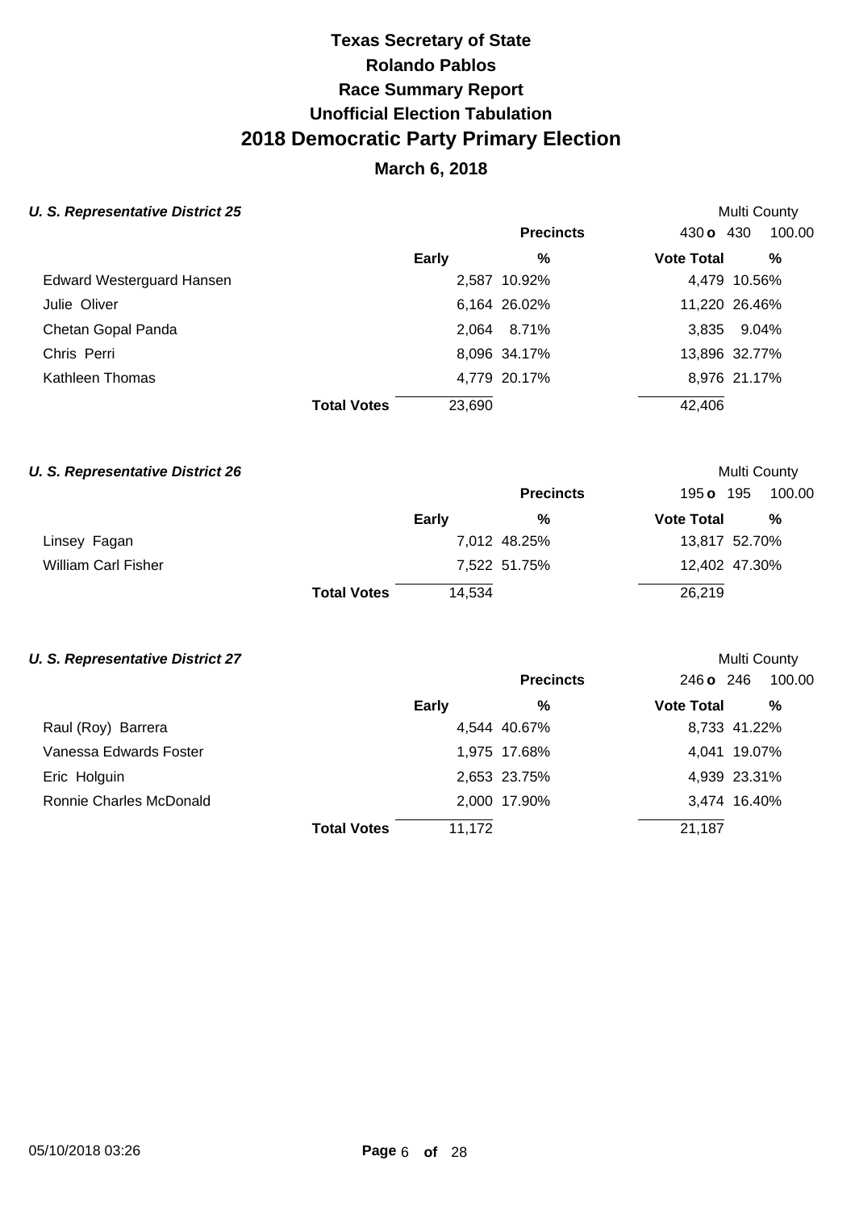# Texas Secretary of State
# Rolando Pablos
# Race Summary Report
# Unofficial Election Tabulation
# 2018 Democratic Party Primary Election
## March 6, 2018

### *U. S. Representative District 25*

Multi County

| | Early | % | Vote Total | % |
|---|---|---|---|---|
| | | **Precincts** | 430 **o** 430 | 100.00 |
| Edward Westerguard Hansen | 2,587 | 10.92% | 4,479 | 10.56% |
| Julie Oliver | 6,164 | 26.02% | 11,220 | 26.46% |
| Chetan Gopal Panda | 2,064 | 8.71% | 3,835 | 9.04% |
| Chris Perri | 8,096 | 34.17% | 13,896 | 32.77% |
| Kathleen Thomas | 4,779 | 20.17% | 8,976 | 21.17% |
| **Total Votes** | 23,690 | | 42,406 | |

### *U. S. Representative District 26*

Multi County

| | Early | % | Vote Total | % |
|---|---|---|---|---|
| | | **Precincts** | 195 **o** 195 | 100.00 |
| Linsey Fagan | 7,012 | 48.25% | 13,817 | 52.70% |
| William Carl Fisher | 7,522 | 51.75% | 12,402 | 47.30% |
| **Total Votes** | 14,534 | | 26,219 | |

### *U. S. Representative District 27*

Multi County

| | Early | % | Vote Total | % |
|---|---|---|---|---|
| | | **Precincts** | 246 **o** 246 | 100.00 |
| Raul (Roy) Barrera | 4,544 | 40.67% | 8,733 | 41.22% |
| Vanessa Edwards Foster | 1,975 | 17.68% | 4,041 | 19.07% |
| Eric Holguin | 2,653 | 23.75% | 4,939 | 23.31% |
| Ronnie Charles McDonald | 2,000 | 17.90% | 3,474 | 16.40% |
| **Total Votes** | 11,172 | | 21,187 | |

05/10/2018 03:26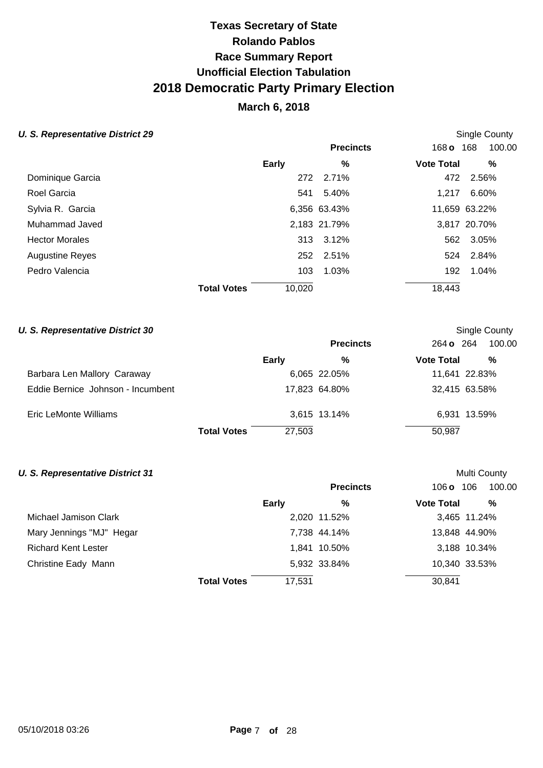# Texas Secretary of State
# Rolando Pablos
# Race Summary Report
# Unofficial Election Tabulation
# 2018 Democratic Party Primary Election
## March 6, 2018

***U. S. Representative District 29*** — Single County

Precincts: 168 o 168 — 100.00

| | Early | % | Vote Total | % |
|---|---|---|---|---|
| Dominique Garcia | 272 | 2.71% | 472 | 2.56% |
| Roel Garcia | 541 | 5.40% | 1,217 | 6.60% |
| Sylvia R. Garcia | 6,356 | 63.43% | 11,659 | 63.22% |
| Muhammad Javed | 2,183 | 21.79% | 3,817 | 20.70% |
| Hector Morales | 313 | 3.12% | 562 | 3.05% |
| Augustine Reyes | 252 | 2.51% | 524 | 2.84% |
| Pedro Valencia | 103 | 1.03% | 192 | 1.04% |
| **Total Votes** | 10,020 | | 18,443 | |

***U. S. Representative District 30*** — Single County

Precincts: 264 o 264 — 100.00

| | Early | % | Vote Total | % |
|---|---|---|---|---|
| Barbara Len Mallory Caraway | 6,065 | 22.05% | 11,641 | 22.83% |
| Eddie Bernice Johnson - Incumbent | 17,823 | 64.80% | 32,415 | 63.58% |
| Eric LeMonte Williams | 3,615 | 13.14% | 6,931 | 13.59% |
| **Total Votes** | 27,503 | | 50,987 | |

***U. S. Representative District 31*** — Multi County

Precincts: 106 o 106 — 100.00

| | Early | % | Vote Total | % |
|---|---|---|---|---|
| Michael Jamison Clark | 2,020 | 11.52% | 3,465 | 11.24% |
| Mary Jennings "MJ" Hegar | 7,738 | 44.14% | 13,848 | 44.90% |
| Richard Kent Lester | 1,841 | 10.50% | 3,188 | 10.34% |
| Christine Eady Mann | 5,932 | 33.84% | 10,340 | 33.53% |
| **Total Votes** | 17,531 | | 30,841 | |

05/10/2018 03:26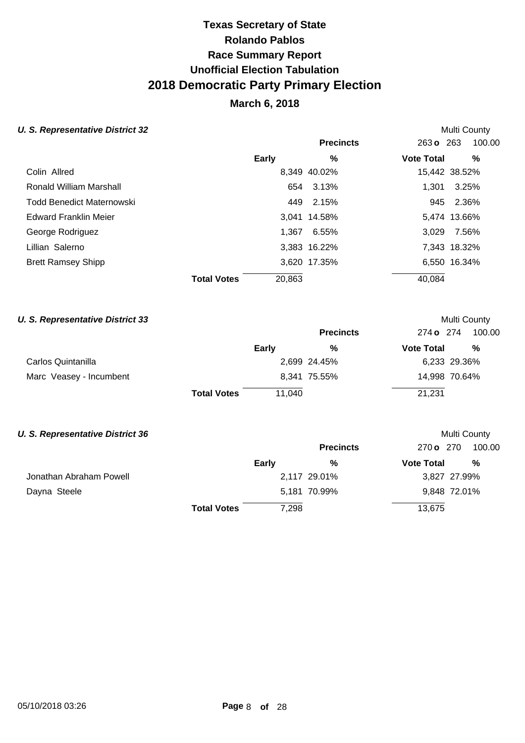# Texas Secretary of State
# Rolando Pablos
# Race Summary Report
# Unofficial Election Tabulation
# 2018 Democratic Party Primary Election

## March 6, 2018

### *U. S. Representative District 32*

Multi County

| | Early | % | Vote Total | % |
|---|---|---|---|---|
| | | **Precincts** | 263 **o** 263 | 100.00 |
| Colin Allred | 8,349 | 40.02% | 15,442 | 38.52% |
| Ronald William Marshall | 654 | 3.13% | 1,301 | 3.25% |
| Todd Benedict Maternowski | 449 | 2.15% | 945 | 2.36% |
| Edward Franklin Meier | 3,041 | 14.58% | 5,474 | 13.66% |
| George Rodriguez | 1,367 | 6.55% | 3,029 | 7.56% |
| Lillian Salerno | 3,383 | 16.22% | 7,343 | 18.32% |
| Brett Ramsey Shipp | 3,620 | 17.35% | 6,550 | 16.34% |
| **Total Votes** | 20,863 | | 40,084 | |

### *U. S. Representative District 33*

Multi County

| | Early | % | Vote Total | % |
|---|---|---|---|---|
| | | **Precincts** | 274 **o** 274 | 100.00 |
| Carlos Quintanilla | 2,699 | 24.45% | 6,233 | 29.36% |
| Marc Veasey - Incumbent | 8,341 | 75.55% | 14,998 | 70.64% |
| **Total Votes** | 11,040 | | 21,231 | |

### *U. S. Representative District 36*

Multi County

| | Early | % | Vote Total | % |
|---|---|---|---|---|
| | | **Precincts** | 270 **o** 270 | 100.00 |
| Jonathan Abraham Powell | 2,117 | 29.01% | 3,827 | 27.99% |
| Dayna Steele | 5,181 | 70.99% | 9,848 | 72.01% |
| **Total Votes** | 7,298 | | 13,675 | |

05/10/2018 03:26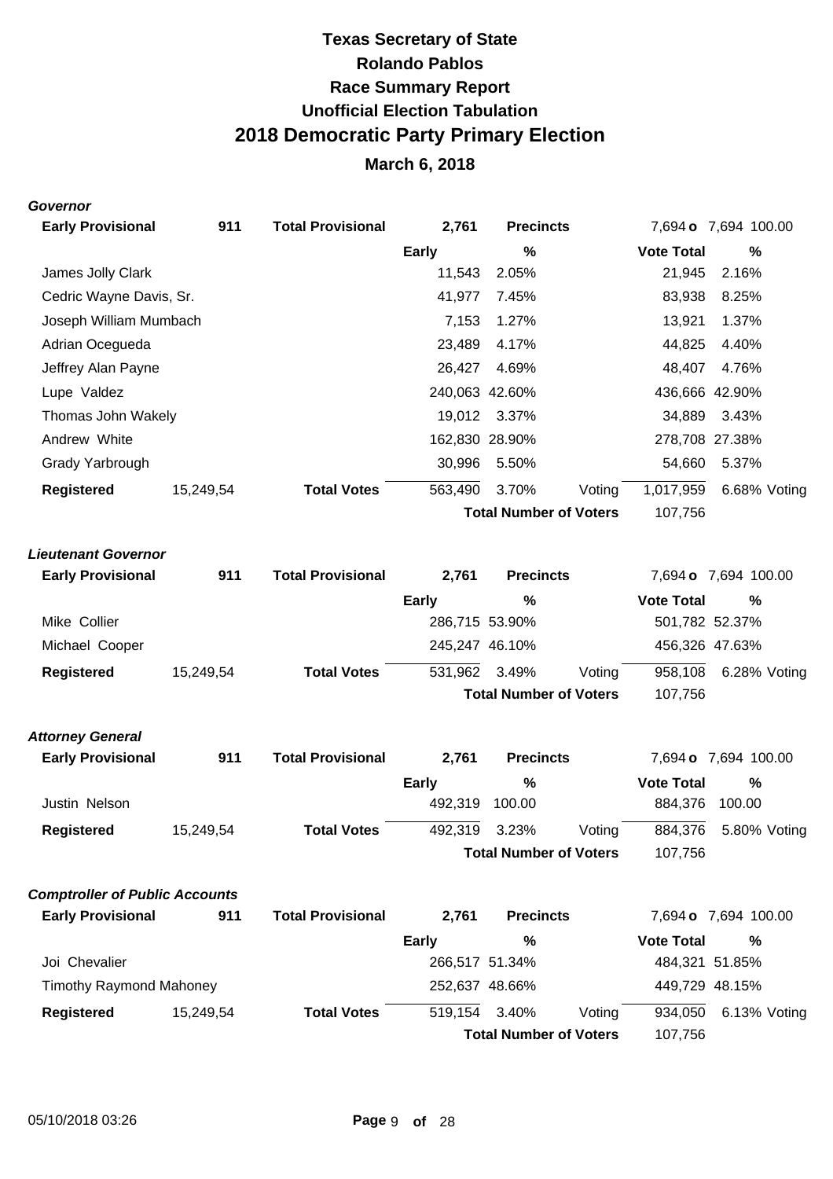# Texas Secretary of State
# Rolando Pablos
# Race Summary Report
# Unofficial Election Tabulation
# 2018 Democratic Party Primary Election

## March 6, 2018

### *Governor*

| | | | | | | | |
|---|---|---|---|---|---|---|---|
| **Early Provisional** | **911** | **Total Provisional** | **2,761** | **Precincts** | | 7,694 **o** 7,694 100.00 | |
| | | | **Early** | **%** | | **Vote Total** | **%** |
| James Jolly Clark | | | 11,543 | 2.05% | | 21,945 | 2.16% |
| Cedric Wayne Davis, Sr. | | | 41,977 | 7.45% | | 83,938 | 8.25% |
| Joseph William Mumbach | | | 7,153 | 1.27% | | 13,921 | 1.37% |
| Adrian Ocegueda | | | 23,489 | 4.17% | | 44,825 | 4.40% |
| Jeffrey Alan Payne | | | 26,427 | 4.69% | | 48,407 | 4.76% |
| Lupe Valdez | | | 240,063 | 42.60% | | 436,666 | 42.90% |
| Thomas John Wakely | | | 19,012 | 3.37% | | 34,889 | 3.43% |
| Andrew White | | | 162,830 | 28.90% | | 278,708 | 27.38% |
| Grady Yarbrough | | | 30,996 | 5.50% | | 54,660 | 5.37% |
| **Registered** | 15,249,54 | **Total Votes** | 563,490 | 3.70% | Voting | 1,017,959 | 6.68% Voting |
| | | | | **Total Number of Voters** | | 107,756 | |

### *Lieutenant Governor*

| | | | | | | | |
|---|---|---|---|---|---|---|---|
| **Early Provisional** | **911** | **Total Provisional** | **2,761** | **Precincts** | | 7,694 **o** 7,694 100.00 | |
| | | | **Early** | **%** | | **Vote Total** | **%** |
| Mike Collier | | | 286,715 | 53.90% | | 501,782 | 52.37% |
| Michael Cooper | | | 245,247 | 46.10% | | 456,326 | 47.63% |
| **Registered** | 15,249,54 | **Total Votes** | 531,962 | 3.49% | Voting | 958,108 | 6.28% Voting |
| | | | | **Total Number of Voters** | | 107,756 | |

### *Attorney General*

| | | | | | | | |
|---|---|---|---|---|---|---|---|
| **Early Provisional** | **911** | **Total Provisional** | **2,761** | **Precincts** | | 7,694 **o** 7,694 100.00 | |
| | | | **Early** | **%** | | **Vote Total** | **%** |
| Justin Nelson | | | 492,319 | 100.00 | | 884,376 | 100.00 |
| **Registered** | 15,249,54 | **Total Votes** | 492,319 | 3.23% | Voting | 884,376 | 5.80% Voting |
| | | | | **Total Number of Voters** | | 107,756 | |

### *Comptroller of Public Accounts*

| | | | | | | | |
|---|---|---|---|---|---|---|---|
| **Early Provisional** | **911** | **Total Provisional** | **2,761** | **Precincts** | | 7,694 **o** 7,694 100.00 | |
| | | | **Early** | **%** | | **Vote Total** | **%** |
| Joi Chevalier | | | 266,517 | 51.34% | | 484,321 | 51.85% |
| Timothy Raymond Mahoney | | | 252,637 | 48.66% | | 449,729 | 48.15% |
| **Registered** | 15,249,54 | **Total Votes** | 519,154 | 3.40% | Voting | 934,050 | 6.13% Voting |
| | | | | **Total Number of Voters** | | 107,756 | |

05/10/2018 03:26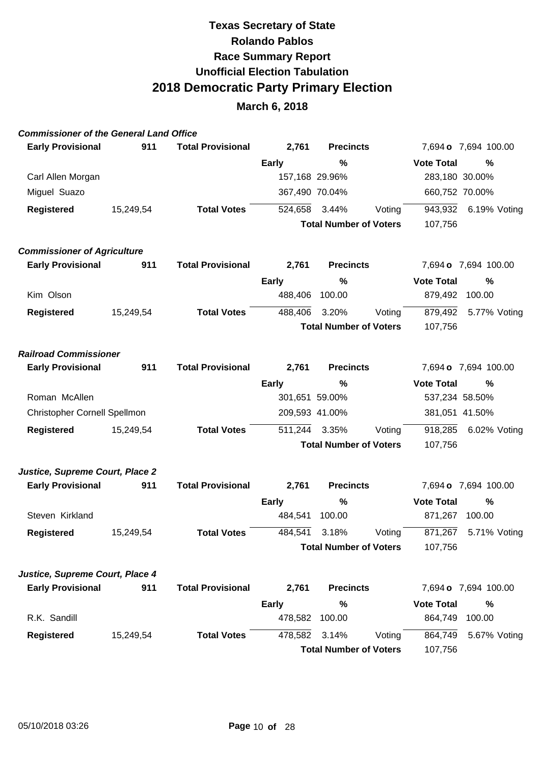# Texas Secretary of State
# Rolando Pablos
# Race Summary Report
# Unofficial Election Tabulation
# 2018 Democratic Party Primary Election
## March 6, 2018

### *Commissioner of the General Land Office*

| **Early Provisional** | **911** | **Total Provisional** | **2,761** | **Precincts** | | 7,694 **o** | 7,694 100.00 |
|---|---|---|---|---|---|---|---|
| | | | **Early** | **%** | | **Vote Total** | **%** |
| Carl Allen Morgan | | | 157,168 | 29.96% | | 283,180 | 30.00% |
| Miguel Suazo | | | 367,490 | 70.04% | | 660,752 | 70.00% |
| **Registered** | 15,249,54 | **Total Votes** | 524,658 | 3.44% | Voting | 943,932 | 6.19% Voting |
| | | | | **Total Number of Voters** | | 107,756 | |

### *Commissioner of Agriculture*

| **Early Provisional** | **911** | **Total Provisional** | **2,761** | **Precincts** | | 7,694 **o** | 7,694 100.00 |
|---|---|---|---|---|---|---|---|
| | | | **Early** | **%** | | **Vote Total** | **%** |
| Kim Olson | | | 488,406 | 100.00 | | 879,492 | 100.00 |
| **Registered** | 15,249,54 | **Total Votes** | 488,406 | 3.20% | Voting | 879,492 | 5.77% Voting |
| | | | | **Total Number of Voters** | | 107,756 | |

### *Railroad Commissioner*

| **Early Provisional** | **911** | **Total Provisional** | **2,761** | **Precincts** | | 7,694 **o** | 7,694 100.00 |
|---|---|---|---|---|---|---|---|
| | | | **Early** | **%** | | **Vote Total** | **%** |
| Roman McAllen | | | 301,651 | 59.00% | | 537,234 | 58.50% |
| Christopher Cornell Spellmon | | | 209,593 | 41.00% | | 381,051 | 41.50% |
| **Registered** | 15,249,54 | **Total Votes** | 511,244 | 3.35% | Voting | 918,285 | 6.02% Voting |
| | | | | **Total Number of Voters** | | 107,756 | |

### *Justice, Supreme Court, Place 2*

| **Early Provisional** | **911** | **Total Provisional** | **2,761** | **Precincts** | | 7,694 **o** | 7,694 100.00 |
|---|---|---|---|---|---|---|---|
| | | | **Early** | **%** | | **Vote Total** | **%** |
| Steven Kirkland | | | 484,541 | 100.00 | | 871,267 | 100.00 |
| **Registered** | 15,249,54 | **Total Votes** | 484,541 | 3.18% | Voting | 871,267 | 5.71% Voting |
| | | | | **Total Number of Voters** | | 107,756 | |

### *Justice, Supreme Court, Place 4*

| **Early Provisional** | **911** | **Total Provisional** | **2,761** | **Precincts** | | 7,694 **o** | 7,694 100.00 |
|---|---|---|---|---|---|---|---|
| | | | **Early** | **%** | | **Vote Total** | **%** |
| R.K. Sandill | | | 478,582 | 100.00 | | 864,749 | 100.00 |
| **Registered** | 15,249,54 | **Total Votes** | 478,582 | 3.14% | Voting | 864,749 | 5.67% Voting |
| | | | | **Total Number of Voters** | | 107,756 | |

05/10/2018 03:26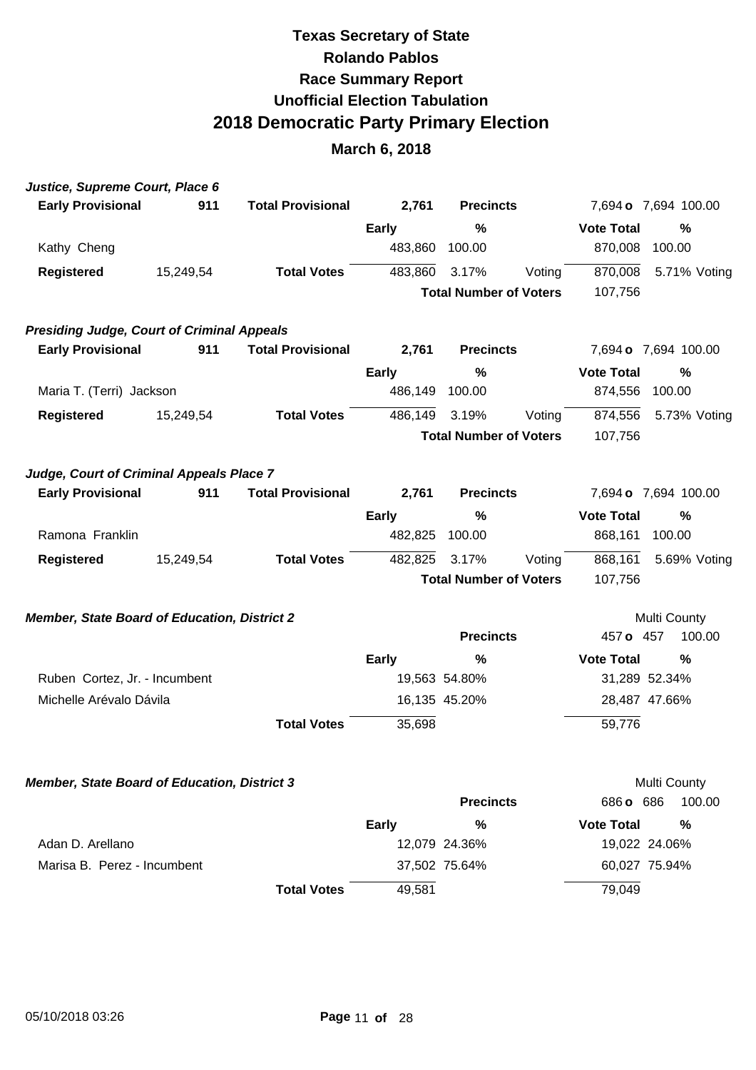# Texas Secretary of State
# Rolando Pablos
# Race Summary Report
# Unofficial Election Tabulation
# 2018 Democratic Party Primary Election
## March 6, 2018

***Justice, Supreme Court, Place 6***

| | | | | | | | |
|---|---|---|---|---|---|---|---|
| **Early Provisional** | **911** | **Total Provisional** | **2,761** | **Precincts** | | 7,694 **o** 7,694 | 100.00 |
| | | | **Early** | **%** | | **Vote Total** | **%** |
| Kathy Cheng | | | 483,860 | 100.00 | | 870,008 | 100.00 |
| **Registered** | 15,249,54 | **Total Votes** | 483,860 | 3.17% | Voting | 870,008 | 5.71% Voting |
| | | | | **Total Number of Voters** | | 107,756 | |

***Presiding Judge, Court of Criminal Appeals***

| | | | | | | | |
|---|---|---|---|---|---|---|---|
| **Early Provisional** | **911** | **Total Provisional** | **2,761** | **Precincts** | | 7,694 **o** 7,694 | 100.00 |
| | | | **Early** | **%** | | **Vote Total** | **%** |
| Maria T. (Terri) Jackson | | | 486,149 | 100.00 | | 874,556 | 100.00 |
| **Registered** | 15,249,54 | **Total Votes** | 486,149 | 3.19% | Voting | 874,556 | 5.73% Voting |
| | | | | **Total Number of Voters** | | 107,756 | |

***Judge, Court of Criminal Appeals Place 7***

| | | | | | | | |
|---|---|---|---|---|---|---|---|
| **Early Provisional** | **911** | **Total Provisional** | **2,761** | **Precincts** | | 7,694 **o** 7,694 | 100.00 |
| | | | **Early** | **%** | | **Vote Total** | **%** |
| Ramona Franklin | | | 482,825 | 100.00 | | 868,161 | 100.00 |
| **Registered** | 15,249,54 | **Total Votes** | 482,825 | 3.17% | Voting | 868,161 | 5.69% Voting |
| | | | | **Total Number of Voters** | | 107,756 | |

***Member, State Board of Education, District 2*** — Multi County

| | | | | | |
|---|---|---|---|---|---|
| | | | **Precincts** | 457 **o** 457 | 100.00 |
| | | **Early** | **%** | **Vote Total** | **%** |
| Ruben Cortez, Jr. - Incumbent | | 19,563 | 54.80% | 31,289 | 52.34% |
| Michelle Arévalo Dávila | | 16,135 | 45.20% | 28,487 | 47.66% |
| | **Total Votes** | 35,698 | | 59,776 | |

***Member, State Board of Education, District 3*** — Multi County

| | | | | | |
|---|---|---|---|---|---|
| | | | **Precincts** | 686 **o** 686 | 100.00 |
| | | **Early** | **%** | **Vote Total** | **%** |
| Adan D. Arellano | | 12,079 | 24.36% | 19,022 | 24.06% |
| Marisa B. Perez - Incumbent | | 37,502 | 75.64% | 60,027 | 75.94% |
| | **Total Votes** | 49,581 | | 79,049 | |

05/10/2018 03:26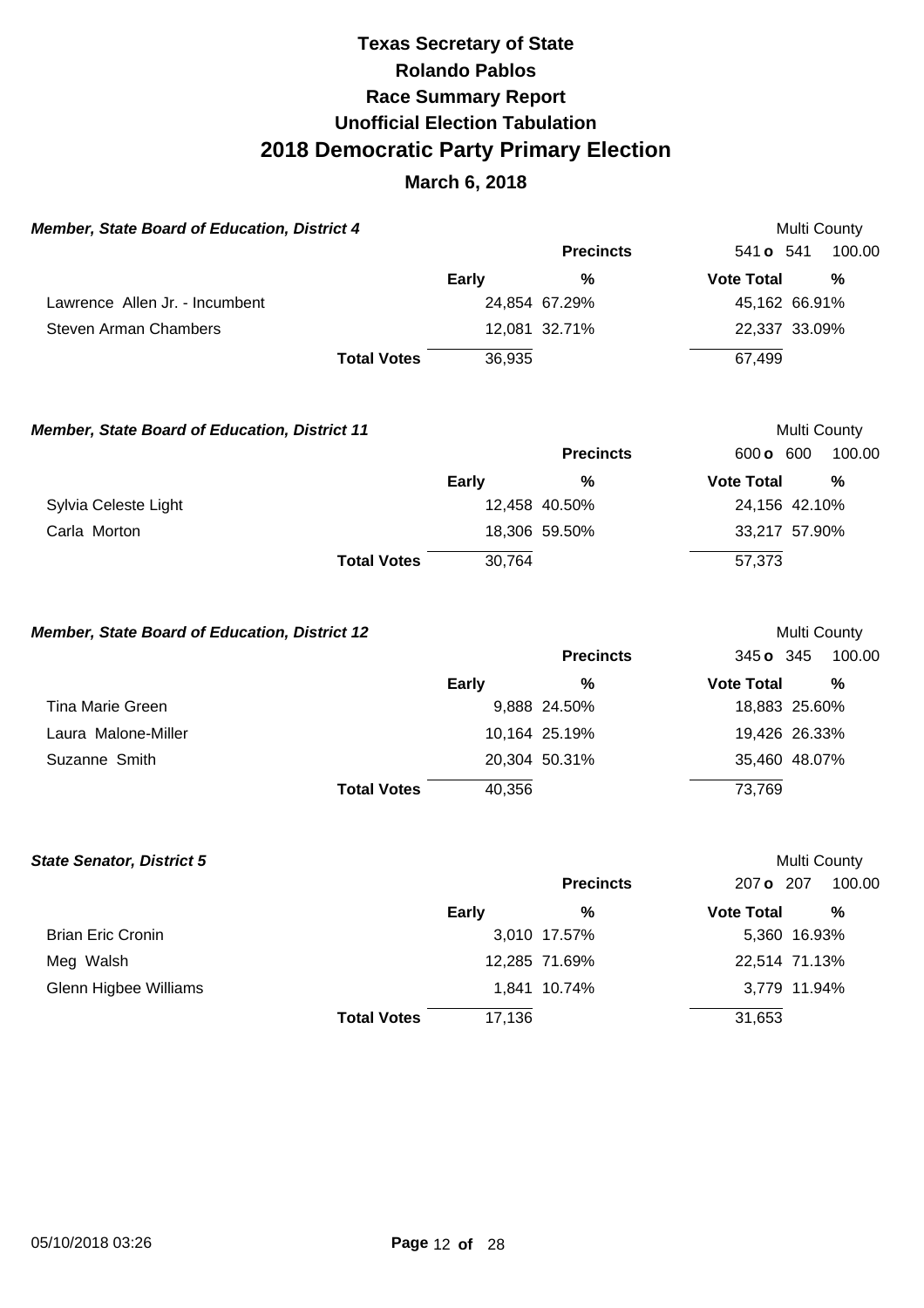# Texas Secretary of State
# Rolando Pablos
## Race Summary Report
## Unofficial Election Tabulation
# 2018 Democratic Party Primary Election
## March 6, 2018

***Member, State Board of Education, District 4*** — Multi County

Precincts: 541 o 541 — 100.00

| | Early | % | Vote Total | % |
|---|---|---|---|---|
| Lawrence Allen Jr. - Incumbent | 24,854 | 67.29% | 45,162 | 66.91% |
| Steven Arman Chambers | 12,081 | 32.71% | 22,337 | 33.09% |
| **Total Votes** | 36,935 | | 67,499 | |

***Member, State Board of Education, District 11*** — Multi County

Precincts: 600 o 600 — 100.00

| | Early | % | Vote Total | % |
|---|---|---|---|---|
| Sylvia Celeste Light | 12,458 | 40.50% | 24,156 | 42.10% |
| Carla Morton | 18,306 | 59.50% | 33,217 | 57.90% |
| **Total Votes** | 30,764 | | 57,373 | |

***Member, State Board of Education, District 12*** — Multi County

Precincts: 345 o 345 — 100.00

| | Early | % | Vote Total | % |
|---|---|---|---|---|
| Tina Marie Green | 9,888 | 24.50% | 18,883 | 25.60% |
| Laura Malone-Miller | 10,164 | 25.19% | 19,426 | 26.33% |
| Suzanne Smith | 20,304 | 50.31% | 35,460 | 48.07% |
| **Total Votes** | 40,356 | | 73,769 | |

***State Senator, District 5*** — Multi County

Precincts: 207 o 207 — 100.00

| | Early | % | Vote Total | % |
|---|---|---|---|---|
| Brian Eric Cronin | 3,010 | 17.57% | 5,360 | 16.93% |
| Meg Walsh | 12,285 | 71.69% | 22,514 | 71.13% |
| Glenn Higbee Williams | 1,841 | 10.74% | 3,779 | 11.94% |
| **Total Votes** | 17,136 | | 31,653 | |

05/10/2018 03:26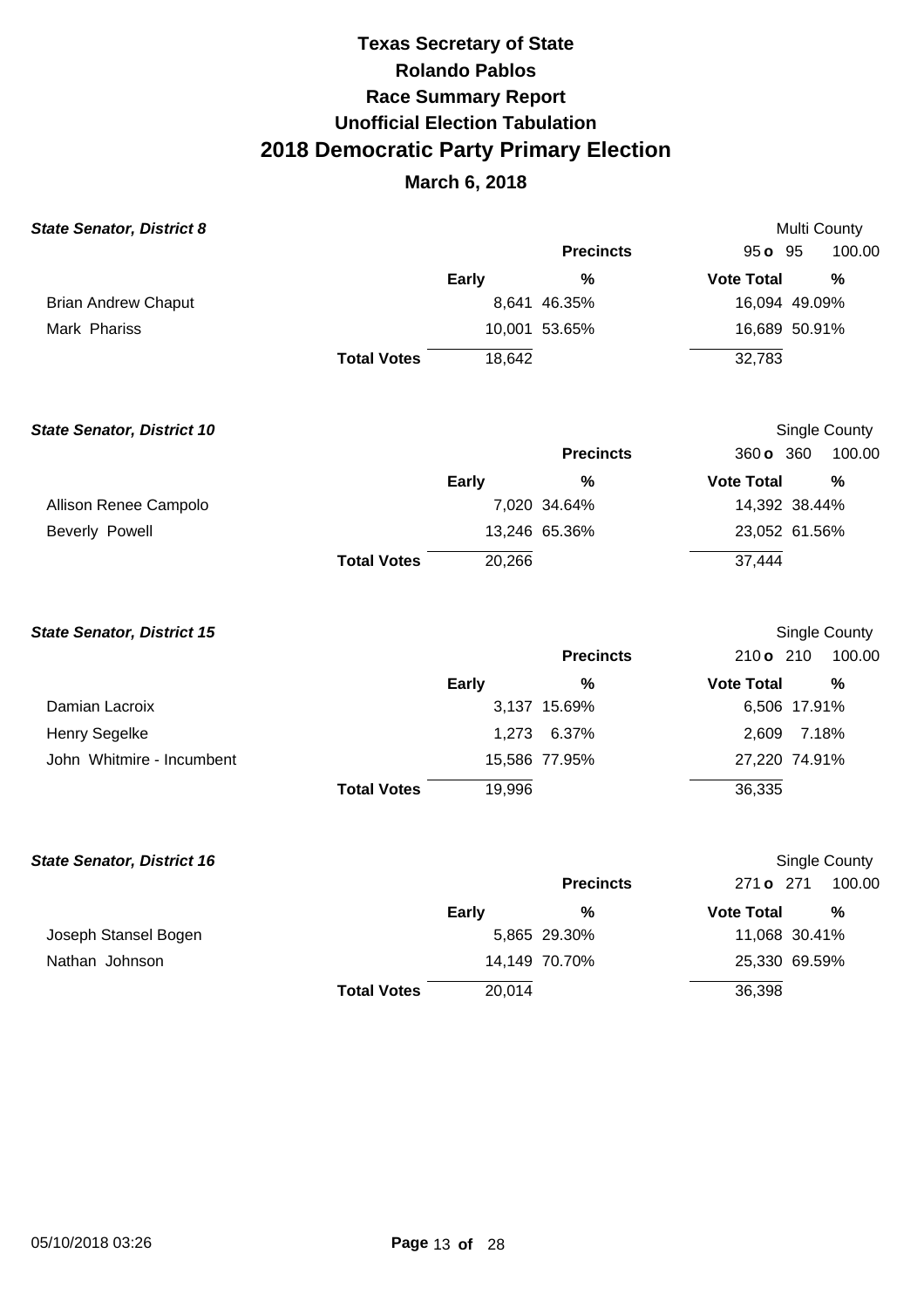# Texas Secretary of State
# Rolando Pablos
# Race Summary Report
# Unofficial Election Tabulation
# 2018 Democratic Party Primary Election

## March 6, 2018

### State Senator, District 8

Multi County

| | Early | % | Vote Total | % |
|---|---|---|---|---|
| | | **Precincts** | 95 **o** 95 | 100.00 |
| Brian Andrew Chaput | 8,641 | 46.35% | 16,094 | 49.09% |
| Mark Phariss | 10,001 | 53.65% | 16,689 | 50.91% |
| **Total Votes** | 18,642 | | 32,783 | |

### State Senator, District 10

Single County

| | Early | % | Vote Total | % |
|---|---|---|---|---|
| | | **Precincts** | 360 **o** 360 | 100.00 |
| Allison Renee Campolo | 7,020 | 34.64% | 14,392 | 38.44% |
| Beverly Powell | 13,246 | 65.36% | 23,052 | 61.56% |
| **Total Votes** | 20,266 | | 37,444 | |

### State Senator, District 15

Single County

| | Early | % | Vote Total | % |
|---|---|---|---|---|
| | | **Precincts** | 210 **o** 210 | 100.00 |
| Damian Lacroix | 3,137 | 15.69% | 6,506 | 17.91% |
| Henry Segelke | 1,273 | 6.37% | 2,609 | 7.18% |
| John Whitmire - Incumbent | 15,586 | 77.95% | 27,220 | 74.91% |
| **Total Votes** | 19,996 | | 36,335 | |

### State Senator, District 16

Single County

| | Early | % | Vote Total | % |
|---|---|---|---|---|
| | | **Precincts** | 271 **o** 271 | 100.00 |
| Joseph Stansel Bogen | 5,865 | 29.30% | 11,068 | 30.41% |
| Nathan Johnson | 14,149 | 70.70% | 25,330 | 69.59% |
| **Total Votes** | 20,014 | | 36,398 | |

05/10/2018 03:26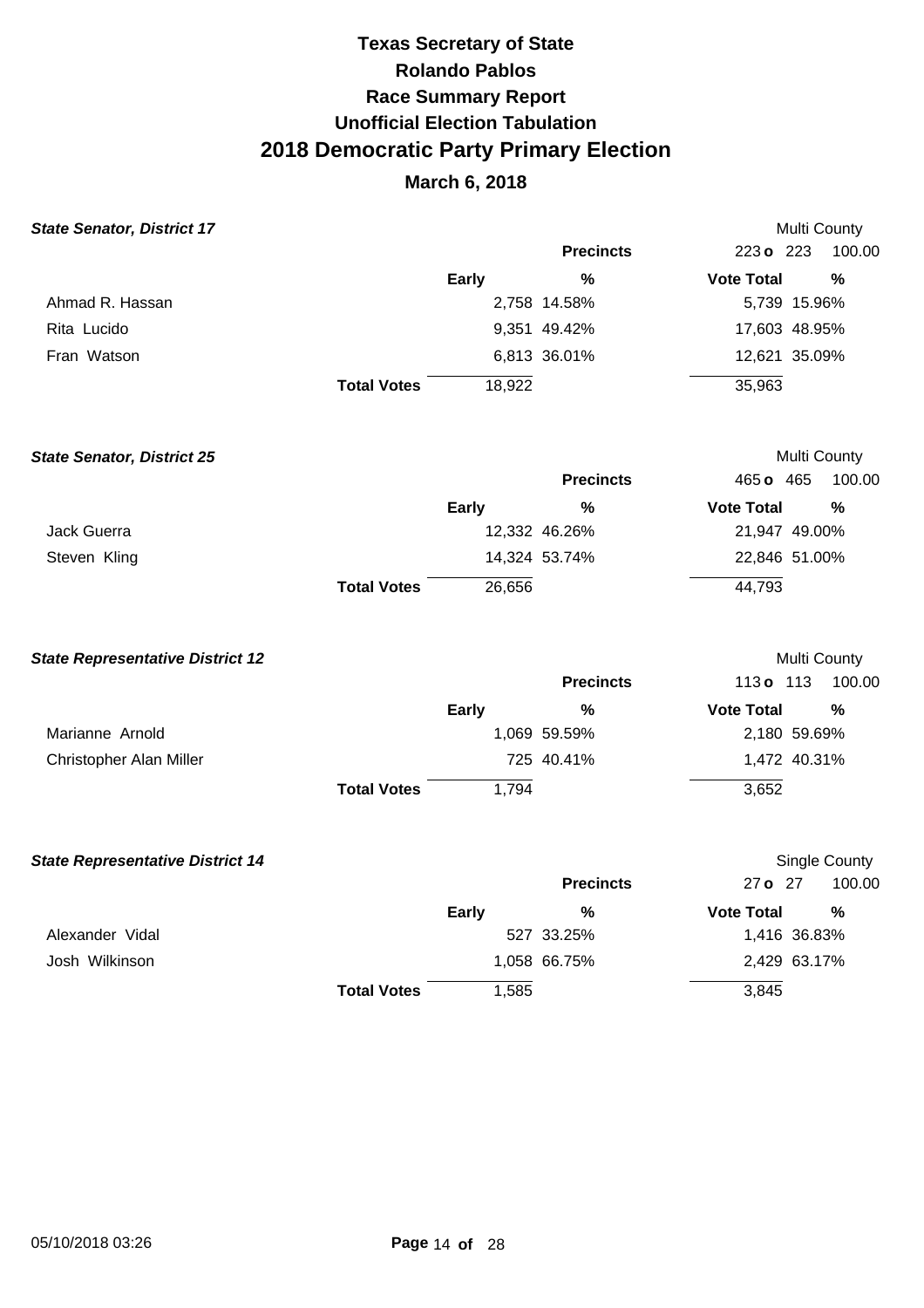# Texas Secretary of State
# Rolando Pablos
# Race Summary Report
# Unofficial Election Tabulation
# 2018 Democratic Party Primary Election
## March 6, 2018

### *State Senator, District 17*

Multi County

| | | Precincts | 223 o 223 | 100.00 |
|---|---|---|---|---|
| | Early | % | Vote Total | % |
| Ahmad R. Hassan | 2,758 | 14.58% | 5,739 | 15.96% |
| Rita Lucido | 9,351 | 49.42% | 17,603 | 48.95% |
| Fran Watson | 6,813 | 36.01% | 12,621 | 35.09% |
| **Total Votes** | 18,922 | | 35,963 | |

### *State Senator, District 25*

Multi County

| | | Precincts | 465 o 465 | 100.00 |
|---|---|---|---|---|
| | Early | % | Vote Total | % |
| Jack Guerra | 12,332 | 46.26% | 21,947 | 49.00% |
| Steven Kling | 14,324 | 53.74% | 22,846 | 51.00% |
| **Total Votes** | 26,656 | | 44,793 | |

### *State Representative District 12*

Multi County

| | | Precincts | 113 o 113 | 100.00 |
|---|---|---|---|---|
| | Early | % | Vote Total | % |
| Marianne Arnold | 1,069 | 59.59% | 2,180 | 59.69% |
| Christopher Alan Miller | 725 | 40.41% | 1,472 | 40.31% |
| **Total Votes** | 1,794 | | 3,652 | |

### *State Representative District 14*

Single County

| | | Precincts | 27 o 27 | 100.00 |
|---|---|---|---|---|
| | Early | % | Vote Total | % |
| Alexander Vidal | 527 | 33.25% | 1,416 | 36.83% |
| Josh Wilkinson | 1,058 | 66.75% | 2,429 | 63.17% |
| **Total Votes** | 1,585 | | 3,845 | |

05/10/2018 03:26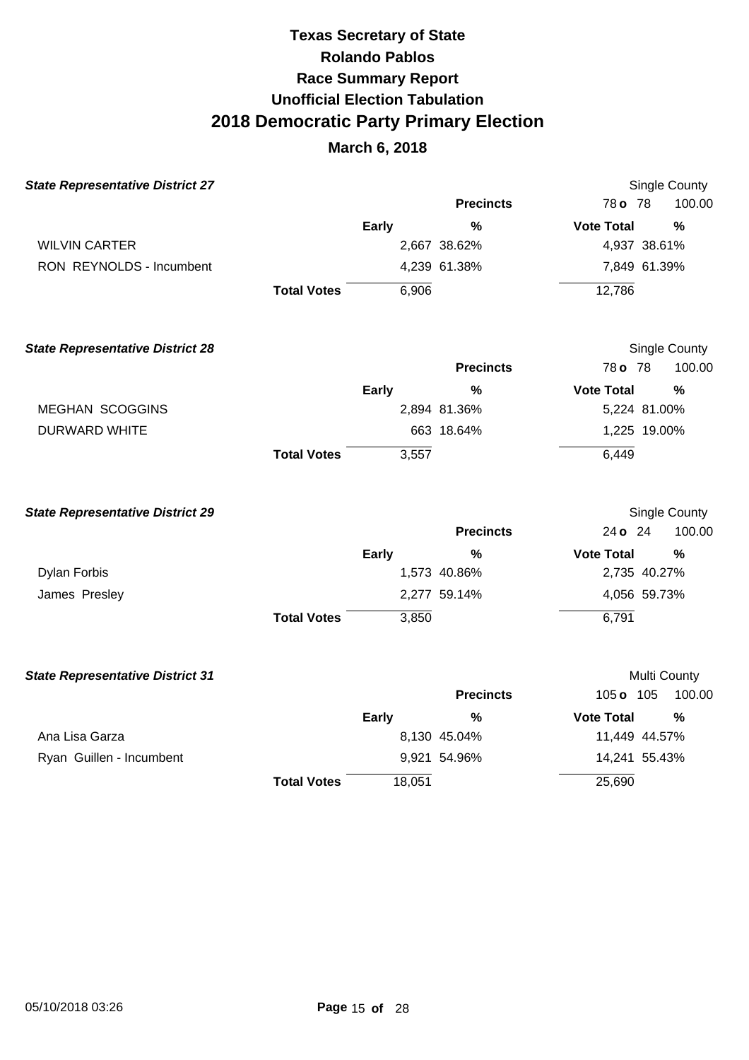# Texas Secretary of State
## Rolando Pablos
## Race Summary Report
## Unofficial Election Tabulation
# 2018 Democratic Party Primary Election
## March 6, 2018

**State Representative District 27** — Single County

| | | Precincts | 78 o 78 | 100.00 |
|---|---|---|---|---|
| | **Early** | **%** | **Vote Total** | **%** |
| WILVIN CARTER | 2,667 | 38.62% | 4,937 | 38.61% |
| RON REYNOLDS - Incumbent | 4,239 | 61.38% | 7,849 | 61.39% |
| **Total Votes** | 6,906 | | 12,786 | |

**State Representative District 28** — Single County

| | | Precincts | 78 o 78 | 100.00 |
|---|---|---|---|---|
| | **Early** | **%** | **Vote Total** | **%** |
| MEGHAN SCOGGINS | 2,894 | 81.36% | 5,224 | 81.00% |
| DURWARD WHITE | 663 | 18.64% | 1,225 | 19.00% |
| **Total Votes** | 3,557 | | 6,449 | |

**State Representative District 29** — Single County

| | | Precincts | 24 o 24 | 100.00 |
|---|---|---|---|---|
| | **Early** | **%** | **Vote Total** | **%** |
| Dylan Forbis | 1,573 | 40.86% | 2,735 | 40.27% |
| James Presley | 2,277 | 59.14% | 4,056 | 59.73% |
| **Total Votes** | 3,850 | | 6,791 | |

**State Representative District 31** — Multi County

| | | Precincts | 105 o 105 | 100.00 |
|---|---|---|---|---|
| | **Early** | **%** | **Vote Total** | **%** |
| Ana Lisa Garza | 8,130 | 45.04% | 11,449 | 44.57% |
| Ryan Guillen - Incumbent | 9,921 | 54.96% | 14,241 | 55.43% |
| **Total Votes** | 18,051 | | 25,690 | |

05/10/2018 03:26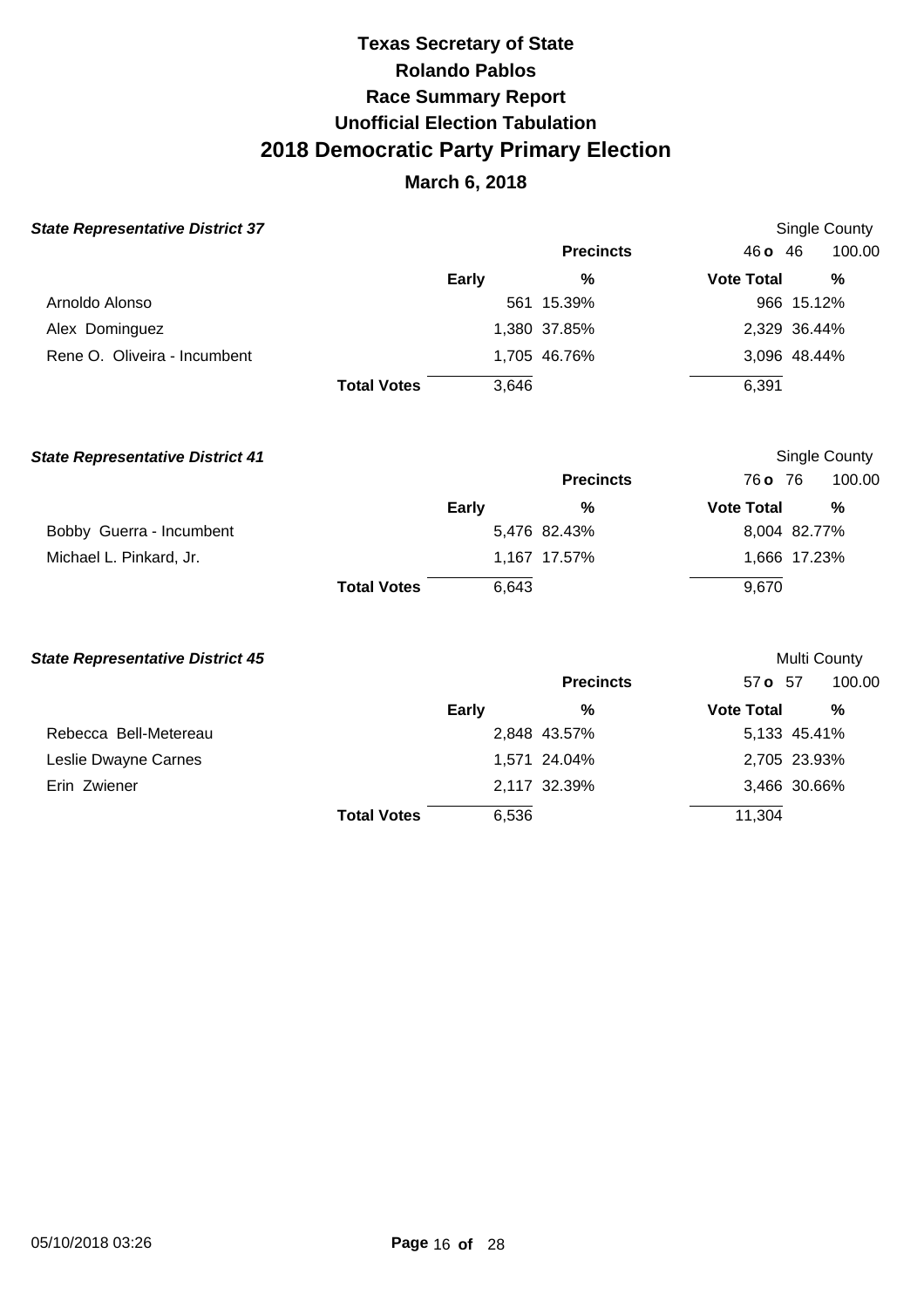# Texas Secretary of State
# Rolando Pablos
# Race Summary Report
# Unofficial Election Tabulation
# 2018 Democratic Party Primary Election
## March 6, 2018

***State Representative District 37***

Single County

| | | Precincts | 46 o 46 | 100.00 |
|---|---|---|---|---|
| | **Early** | **%** | **Vote Total** | **%** |
| Arnoldo Alonso | 561 | 15.39% | 966 | 15.12% |
| Alex Dominguez | 1,380 | 37.85% | 2,329 | 36.44% |
| Rene O. Oliveira - Incumbent | 1,705 | 46.76% | 3,096 | 48.44% |
| **Total Votes** | 3,646 | | 6,391 | |

***State Representative District 41***

Single County

| | | Precincts | 76 o 76 | 100.00 |
|---|---|---|---|---|
| | **Early** | **%** | **Vote Total** | **%** |
| Bobby Guerra - Incumbent | 5,476 | 82.43% | 8,004 | 82.77% |
| Michael L. Pinkard, Jr. | 1,167 | 17.57% | 1,666 | 17.23% |
| **Total Votes** | 6,643 | | 9,670 | |

***State Representative District 45***

Multi County

| | | Precincts | 57 o 57 | 100.00 |
|---|---|---|---|---|
| | **Early** | **%** | **Vote Total** | **%** |
| Rebecca Bell-Metereau | 2,848 | 43.57% | 5,133 | 45.41% |
| Leslie Dwayne Carnes | 1,571 | 24.04% | 2,705 | 23.93% |
| Erin Zwiener | 2,117 | 32.39% | 3,466 | 30.66% |
| **Total Votes** | 6,536 | | 11,304 | |

05/10/2018 03:26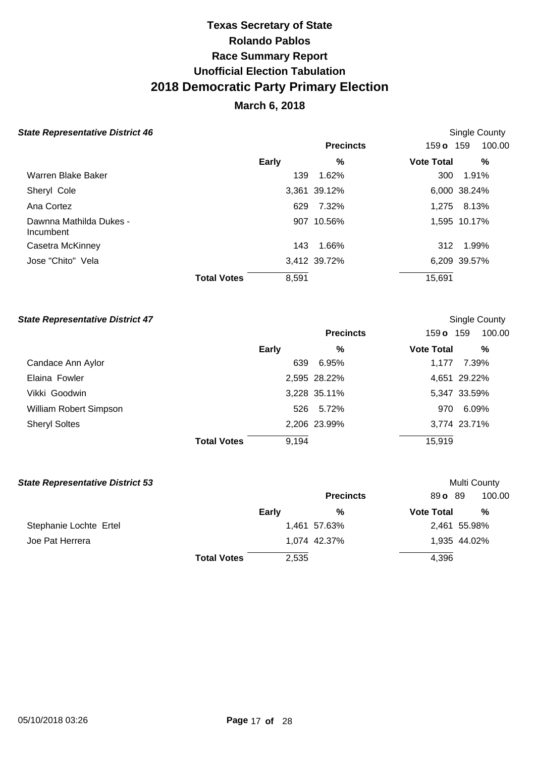# Texas Secretary of State
# Rolando Pablos
# Race Summary Report
# Unofficial Election Tabulation
# 2018 Democratic Party Primary Election
## March 6, 2018

### State Representative District 46

Single County

Precincts 159 o 159 100.00

| | Early | % | Vote Total | % |
|---|---|---|---|---|
| Warren Blake Baker | 139 | 1.62% | 300 | 1.91% |
| Sheryl Cole | 3,361 | 39.12% | 6,000 | 38.24% |
| Ana Cortez | 629 | 7.32% | 1,275 | 8.13% |
| Dawnna Mathilda Dukes - Incumbent | 907 | 10.56% | 1,595 | 10.17% |
| Casetra McKinney | 143 | 1.66% | 312 | 1.99% |
| Jose "Chito" Vela | 3,412 | 39.72% | 6,209 | 39.57% |
| **Total Votes** | 8,591 | | 15,691 | |

### State Representative District 47

Single County

Precincts 159 o 159 100.00

| | Early | % | Vote Total | % |
|---|---|---|---|---|
| Candace Ann Aylor | 639 | 6.95% | 1,177 | 7.39% |
| Elaina Fowler | 2,595 | 28.22% | 4,651 | 29.22% |
| Vikki Goodwin | 3,228 | 35.11% | 5,347 | 33.59% |
| William Robert Simpson | 526 | 5.72% | 970 | 6.09% |
| Sheryl Soltes | 2,206 | 23.99% | 3,774 | 23.71% |
| **Total Votes** | 9,194 | | 15,919 | |

### State Representative District 53

Multi County

Precincts 89 o 89 100.00

| | Early | % | Vote Total | % |
|---|---|---|---|---|
| Stephanie Lochte Ertel | 1,461 | 57.63% | 2,461 | 55.98% |
| Joe Pat Herrera | 1,074 | 42.37% | 1,935 | 44.02% |
| **Total Votes** | 2,535 | | 4,396 | |

05/10/2018 03:26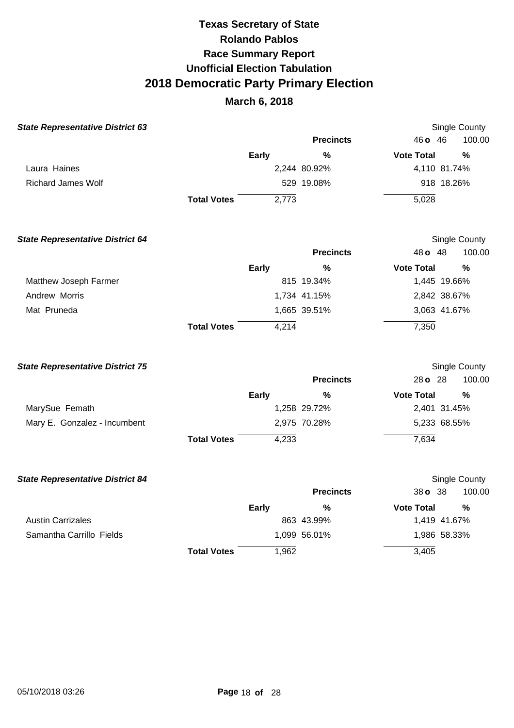# Texas Secretary of State
# Rolando Pablos
## Race Summary Report
## Unofficial Election Tabulation
# 2018 Democratic Party Primary Election
### March 6, 2018

***State Representative District 63*** — Single County

Precincts: 46 **o** 46 — 100.00

| | Early | % | Vote Total | % |
|---|---|---|---|---|
| Laura Haines | 2,244 | 80.92% | 4,110 | 81.74% |
| Richard James Wolf | 529 | 19.08% | 918 | 18.26% |
| **Total Votes** | 2,773 | | 5,028 | |

***State Representative District 64*** — Single County

Precincts: 48 **o** 48 — 100.00

| | Early | % | Vote Total | % |
|---|---|---|---|---|
| Matthew Joseph Farmer | 815 | 19.34% | 1,445 | 19.66% |
| Andrew Morris | 1,734 | 41.15% | 2,842 | 38.67% |
| Mat Pruneda | 1,665 | 39.51% | 3,063 | 41.67% |
| **Total Votes** | 4,214 | | 7,350 | |

***State Representative District 75*** — Single County

Precincts: 28 **o** 28 — 100.00

| | Early | % | Vote Total | % |
|---|---|---|---|---|
| MarySue Femath | 1,258 | 29.72% | 2,401 | 31.45% |
| Mary E. Gonzalez - Incumbent | 2,975 | 70.28% | 5,233 | 68.55% |
| **Total Votes** | 4,233 | | 7,634 | |

***State Representative District 84*** — Single County

Precincts: 38 **o** 38 — 100.00

| | Early | % | Vote Total | % |
|---|---|---|---|---|
| Austin Carrizales | 863 | 43.99% | 1,419 | 41.67% |
| Samantha Carrillo Fields | 1,099 | 56.01% | 1,986 | 58.33% |
| **Total Votes** | 1,962 | | 3,405 | |

05/10/2018 03:26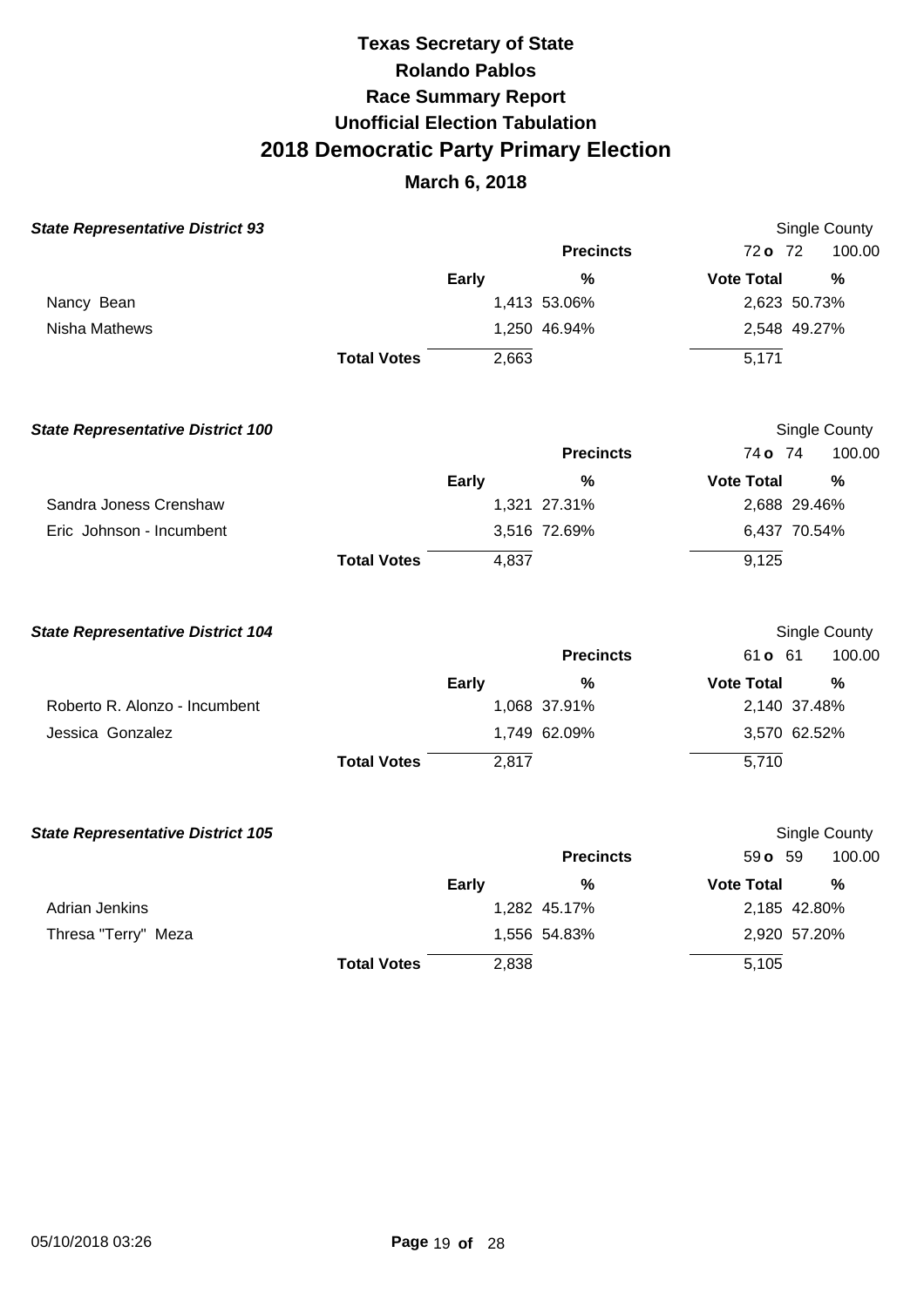# Texas Secretary of State
# Rolando Pablos
## Race Summary Report
## Unofficial Election Tabulation
# 2018 Democratic Party Primary Election
### March 6, 2018

***State Representative District 93***

Single County

| | Early | % | Vote Total | % |
|---|---|---|---|---|
| | | **Precincts** | 72 **o** 72 | 100.00 |
| Nancy Bean | 1,413 | 53.06% | 2,623 | 50.73% |
| Nisha Mathews | 1,250 | 46.94% | 2,548 | 49.27% |
| **Total Votes** | 2,663 | | 5,171 | |

***State Representative District 100***

Single County

| | Early | % | Vote Total | % |
|---|---|---|---|---|
| | | **Precincts** | 74 **o** 74 | 100.00 |
| Sandra Joness Crenshaw | 1,321 | 27.31% | 2,688 | 29.46% |
| Eric Johnson - Incumbent | 3,516 | 72.69% | 6,437 | 70.54% |
| **Total Votes** | 4,837 | | 9,125 | |

***State Representative District 104***

Single County

| | Early | % | Vote Total | % |
|---|---|---|---|---|
| | | **Precincts** | 61 **o** 61 | 100.00 |
| Roberto R. Alonzo - Incumbent | 1,068 | 37.91% | 2,140 | 37.48% |
| Jessica Gonzalez | 1,749 | 62.09% | 3,570 | 62.52% |
| **Total Votes** | 2,817 | | 5,710 | |

***State Representative District 105***

Single County

| | Early | % | Vote Total | % |
|---|---|---|---|---|
| | | **Precincts** | 59 **o** 59 | 100.00 |
| Adrian Jenkins | 1,282 | 45.17% | 2,185 | 42.80% |
| Thresa "Terry" Meza | 1,556 | 54.83% | 2,920 | 57.20% |
| **Total Votes** | 2,838 | | 5,105 | |

05/10/2018 03:26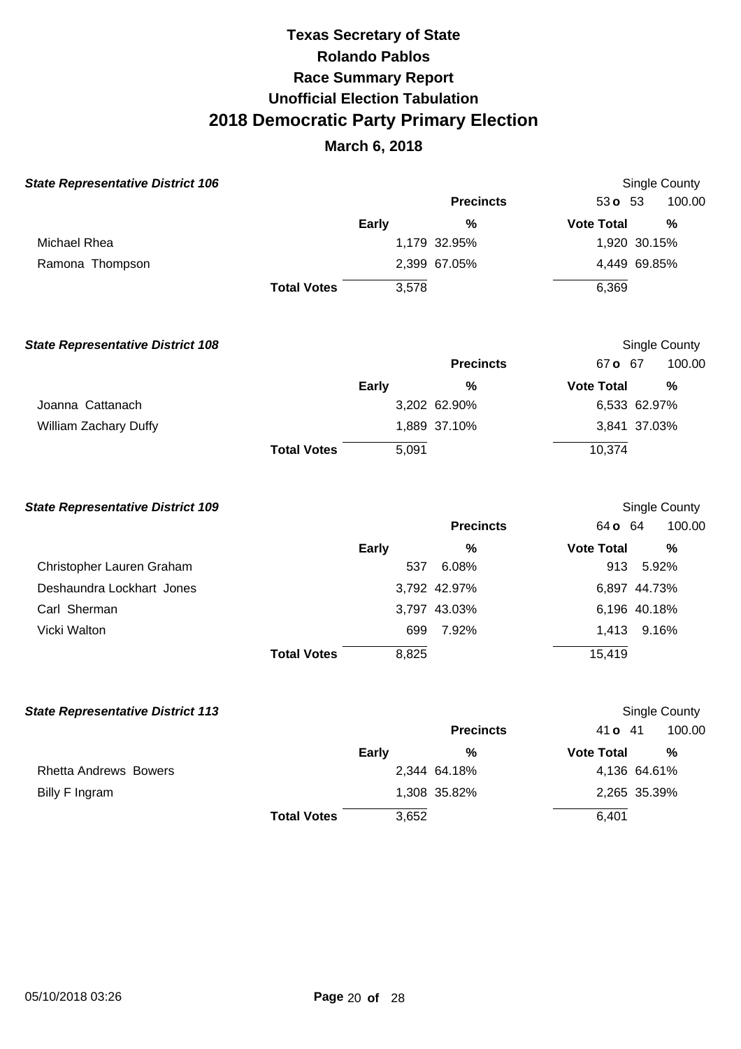# Texas Secretary of State
# Rolando Pablos
# Race Summary Report
# Unofficial Election Tabulation
# 2018 Democratic Party Primary Election
## March 6, 2018

### *State Representative District 106*

Single County

| | Early | % | Vote Total | % |
|---|---|---|---|---|
| | | **Precincts** | 53 o 53 | 100.00 |
| Michael Rhea | 1,179 | 32.95% | 1,920 | 30.15% |
| Ramona Thompson | 2,399 | 67.05% | 4,449 | 69.85% |
| **Total Votes** | 3,578 | | 6,369 | |

### *State Representative District 108*

Single County

| | Early | % | Vote Total | % |
|---|---|---|---|---|
| | | **Precincts** | 67 o 67 | 100.00 |
| Joanna Cattanach | 3,202 | 62.90% | 6,533 | 62.97% |
| William Zachary Duffy | 1,889 | 37.10% | 3,841 | 37.03% |
| **Total Votes** | 5,091 | | 10,374 | |

### *State Representative District 109*

Single County

| | Early | % | Vote Total | % |
|---|---|---|---|---|
| | | **Precincts** | 64 o 64 | 100.00 |
| Christopher Lauren Graham | 537 | 6.08% | 913 | 5.92% |
| Deshaundra Lockhart Jones | 3,792 | 42.97% | 6,897 | 44.73% |
| Carl Sherman | 3,797 | 43.03% | 6,196 | 40.18% |
| Vicki Walton | 699 | 7.92% | 1,413 | 9.16% |
| **Total Votes** | 8,825 | | 15,419 | |

### *State Representative District 113*

Single County

| | Early | % | Vote Total | % |
|---|---|---|---|---|
| | | **Precincts** | 41 o 41 | 100.00 |
| Rhetta Andrews Bowers | 2,344 | 64.18% | 4,136 | 64.61% |
| Billy F Ingram | 1,308 | 35.82% | 2,265 | 35.39% |
| **Total Votes** | 3,652 | | 6,401 | |

05/10/2018 03:26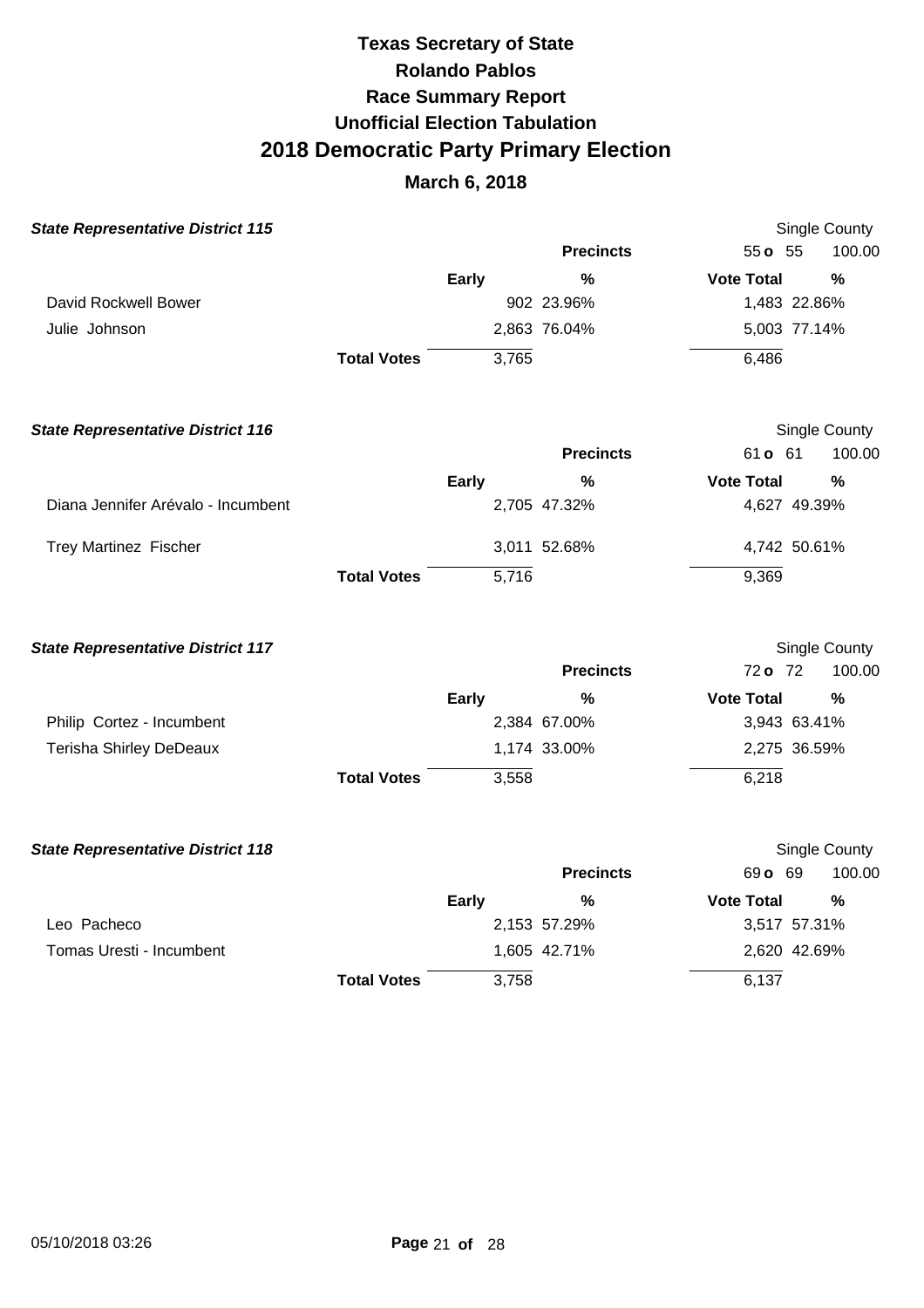# Texas Secretary of State
# Rolando Pablos
## Race Summary Report
## Unofficial Election Tabulation
# 2018 Democratic Party Primary Election
## March 6, 2018

### *State Representative District 115*

Single County

Precincts: 55 of 55 — 100.00

| | Early | % | Vote Total | % |
|---|---|---|---|---|
| David Rockwell Bower | 902 | 23.96% | 1,483 | 22.86% |
| Julie Johnson | 2,863 | 76.04% | 5,003 | 77.14% |
| **Total Votes** | 3,765 | | 6,486 | |

### *State Representative District 116*

Single County

Precincts: 61 of 61 — 100.00

| | Early | % | Vote Total | % |
|---|---|---|---|---|
| Diana Jennifer Arévalo - Incumbent | 2,705 | 47.32% | 4,627 | 49.39% |
| Trey Martinez Fischer | 3,011 | 52.68% | 4,742 | 50.61% |
| **Total Votes** | 5,716 | | 9,369 | |

### *State Representative District 117*

Single County

Precincts: 72 of 72 — 100.00

| | Early | % | Vote Total | % |
|---|---|---|---|---|
| Philip Cortez - Incumbent | 2,384 | 67.00% | 3,943 | 63.41% |
| Terisha Shirley DeDeaux | 1,174 | 33.00% | 2,275 | 36.59% |
| **Total Votes** | 3,558 | | 6,218 | |

### *State Representative District 118*

Single County

Precincts: 69 of 69 — 100.00

| | Early | % | Vote Total | % |
|---|---|---|---|---|
| Leo Pacheco | 2,153 | 57.29% | 3,517 | 57.31% |
| Tomas Uresti - Incumbent | 1,605 | 42.71% | 2,620 | 42.69% |
| **Total Votes** | 3,758 | | 6,137 | |

05/10/2018 03:26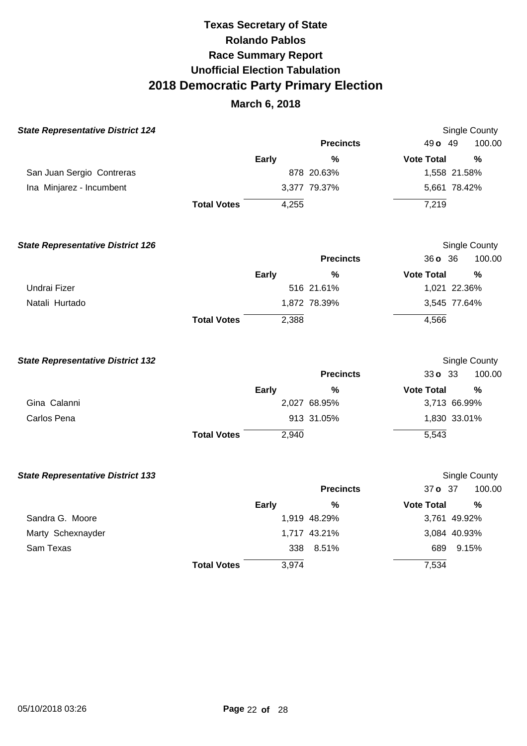# Texas Secretary of State
# Rolando Pablos
# Race Summary Report
# Unofficial Election Tabulation
# 2018 Democratic Party Primary Election
## March 6, 2018

### State Representative District 124

Single County

| | Early | % | Vote Total | % |
|---|---|---|---|---|
| | | **Precincts** | 49 **o** 49 | 100.00 |
| San Juan Sergio Contreras | 878 | 20.63% | 1,558 | 21.58% |
| Ina Minjarez - Incumbent | 3,377 | 79.37% | 5,661 | 78.42% |
| **Total Votes** | 4,255 | | 7,219 | |

### State Representative District 126

Single County

| | Early | % | Vote Total | % |
|---|---|---|---|---|
| | | **Precincts** | 36 **o** 36 | 100.00 |
| Undrai Fizer | 516 | 21.61% | 1,021 | 22.36% |
| Natali Hurtado | 1,872 | 78.39% | 3,545 | 77.64% |
| **Total Votes** | 2,388 | | 4,566 | |

### State Representative District 132

Single County

| | Early | % | Vote Total | % |
|---|---|---|---|---|
| | | **Precincts** | 33 **o** 33 | 100.00 |
| Gina Calanni | 2,027 | 68.95% | 3,713 | 66.99% |
| Carlos Pena | 913 | 31.05% | 1,830 | 33.01% |
| **Total Votes** | 2,940 | | 5,543 | |

### State Representative District 133

Single County

| | Early | % | Vote Total | % |
|---|---|---|---|---|
| | | **Precincts** | 37 **o** 37 | 100.00 |
| Sandra G. Moore | 1,919 | 48.29% | 3,761 | 49.92% |
| Marty Schexnayder | 1,717 | 43.21% | 3,084 | 40.93% |
| Sam Texas | 338 | 8.51% | 689 | 9.15% |
| **Total Votes** | 3,974 | | 7,534 | |

05/10/2018 03:26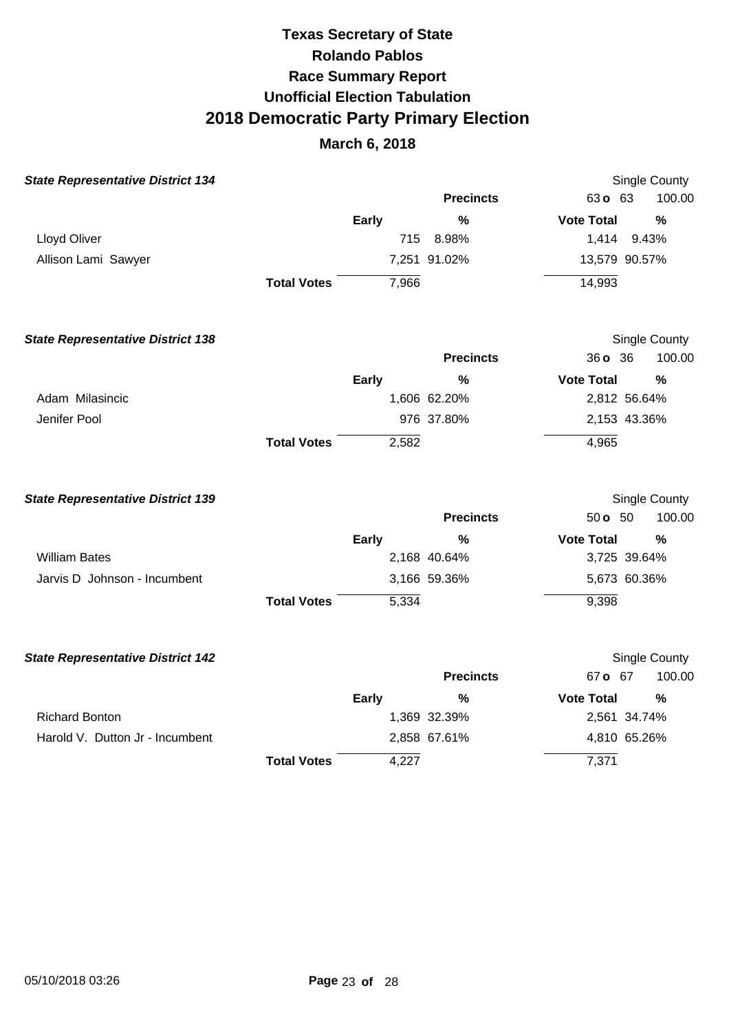# Texas Secretary of State
# Rolando Pablos
# Race Summary Report
# Unofficial Election Tabulation
# 2018 Democratic Party Primary Election
## March 6, 2018

### State Representative District 134

Single County

Precincts: 63 o 63 — 100.00

| | Early | % | Vote Total | % |
|---|---|---|---|---|
| Lloyd Oliver | 715 | 8.98% | 1,414 | 9.43% |
| Allison Lami Sawyer | 7,251 | 91.02% | 13,579 | 90.57% |
| **Total Votes** | 7,966 | | 14,993 | |

### State Representative District 138

Single County

Precincts: 36 o 36 — 100.00

| | Early | % | Vote Total | % |
|---|---|---|---|---|
| Adam Milasincic | 1,606 | 62.20% | 2,812 | 56.64% |
| Jenifer Pool | 976 | 37.80% | 2,153 | 43.36% |
| **Total Votes** | 2,582 | | 4,965 | |

### State Representative District 139

Single County

Precincts: 50 o 50 — 100.00

| | Early | % | Vote Total | % |
|---|---|---|---|---|
| William Bates | 2,168 | 40.64% | 3,725 | 39.64% |
| Jarvis D Johnson - Incumbent | 3,166 | 59.36% | 5,673 | 60.36% |
| **Total Votes** | 5,334 | | 9,398 | |

### State Representative District 142

Single County

Precincts: 67 o 67 — 100.00

| | Early | % | Vote Total | % |
|---|---|---|---|---|
| Richard Bonton | 1,369 | 32.39% | 2,561 | 34.74% |
| Harold V. Dutton Jr - Incumbent | 2,858 | 67.61% | 4,810 | 65.26% |
| **Total Votes** | 4,227 | | 7,371 | |

05/10/2018 03:26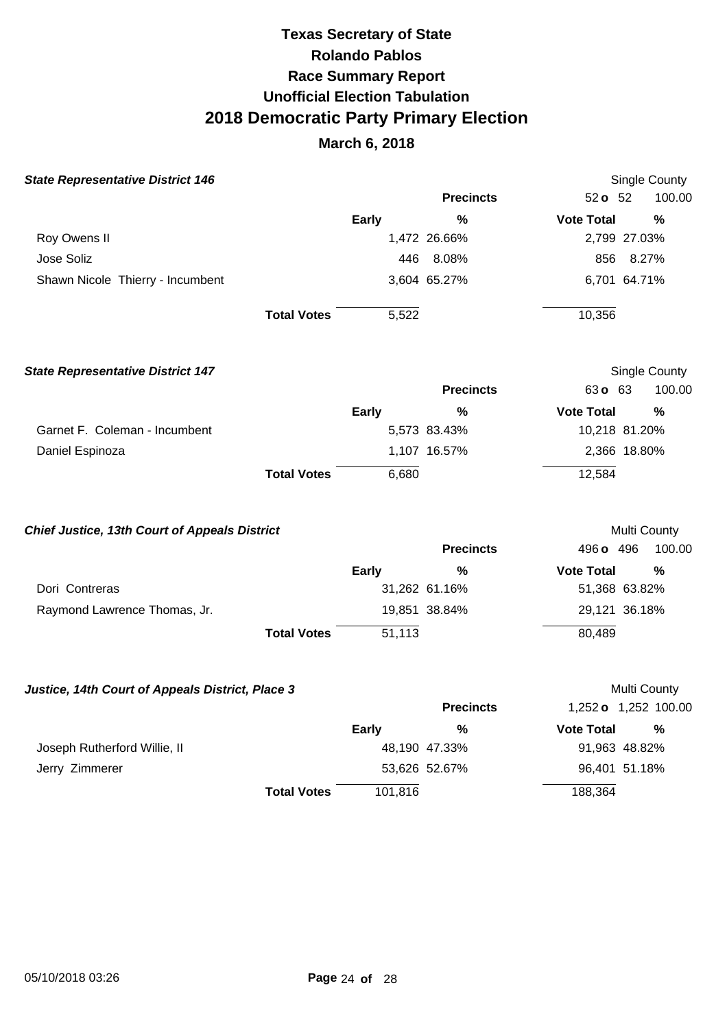# Texas Secretary of State
# Rolando Pablos
# Race Summary Report
# Unofficial Election Tabulation
# 2018 Democratic Party Primary Election
## March 6, 2018

**_State Representative District 146_** — Single County

| | Early | % | Vote Total | % |
|---|---|---|---|---|
| | | **Precincts** | 52 **o** 52 | 100.00 |
| Roy Owens II | 1,472 | 26.66% | 2,799 | 27.03% |
| Jose Soliz | 446 | 8.08% | 856 | 8.27% |
| Shawn Nicole Thierry - Incumbent | 3,604 | 65.27% | 6,701 | 64.71% |
| **Total Votes** | 5,522 | | 10,356 | |

**_State Representative District 147_** — Single County

| | Early | % | Vote Total | % |
|---|---|---|---|---|
| | | **Precincts** | 63 **o** 63 | 100.00 |
| Garnet F. Coleman - Incumbent | 5,573 | 83.43% | 10,218 | 81.20% |
| Daniel Espinoza | 1,107 | 16.57% | 2,366 | 18.80% |
| **Total Votes** | 6,680 | | 12,584 | |

**_Chief Justice, 13th Court of Appeals District_** — Multi County

| | Early | % | Vote Total | % |
|---|---|---|---|---|
| | | **Precincts** | 496 **o** 496 | 100.00 |
| Dori Contreras | 31,262 | 61.16% | 51,368 | 63.82% |
| Raymond Lawrence Thomas, Jr. | 19,851 | 38.84% | 29,121 | 36.18% |
| **Total Votes** | 51,113 | | 80,489 | |

**_Justice, 14th Court of Appeals District, Place 3_** — Multi County

| | Early | % | Vote Total | % |
|---|---|---|---|---|
| | | **Precincts** | 1,252 **o** 1,252 | 100.00 |
| Joseph Rutherford Willie, II | 48,190 | 47.33% | 91,963 | 48.82% |
| Jerry Zimmerer | 53,626 | 52.67% | 96,401 | 51.18% |
| **Total Votes** | 101,816 | | 188,364 | |

05/10/2018 03:26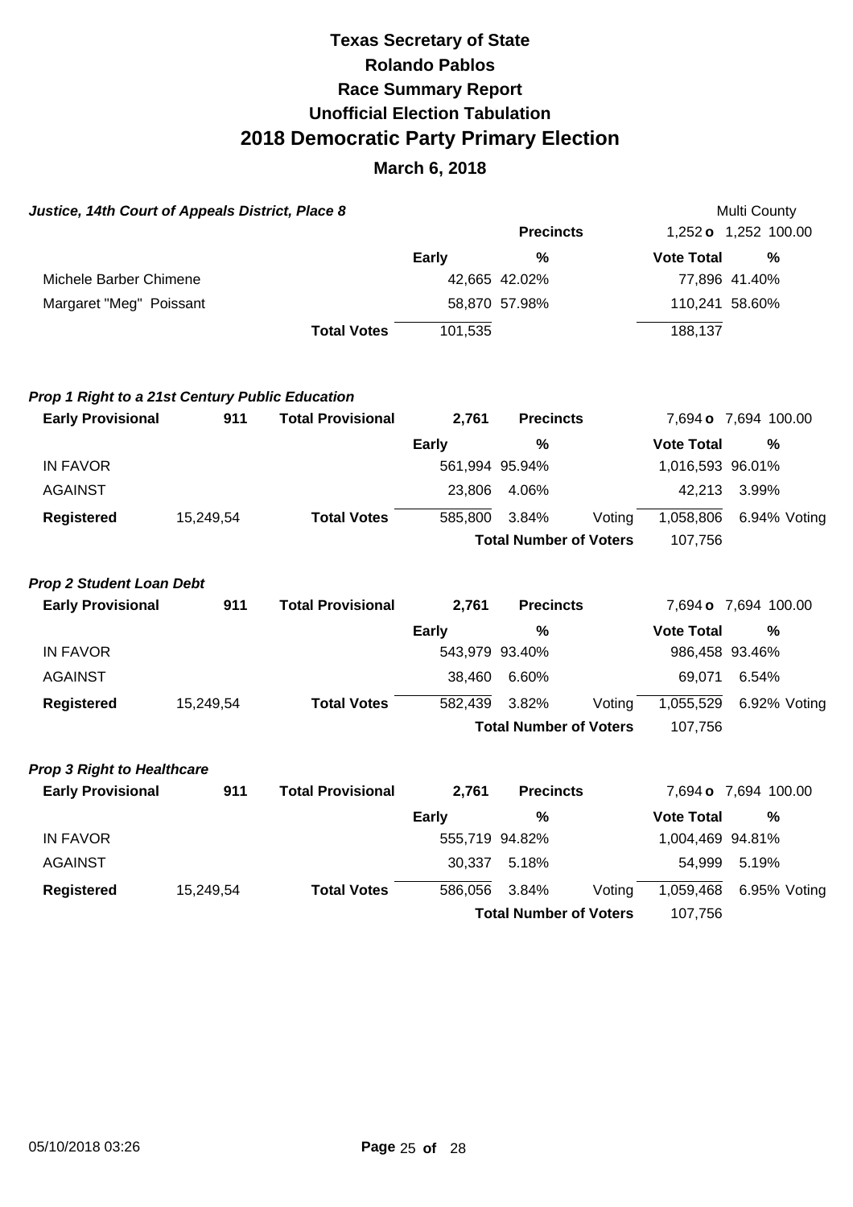# Texas Secretary of State
# Rolando Pablos
# Race Summary Report
# Unofficial Election Tabulation
# 2018 Democratic Party Primary Election

## March 6, 2018

***Justice, 14th Court of Appeals District, Place 8*** — Multi County

| | Early | % | Vote Total | % |
|---|---|---|---|---|
| Precincts | | | 1,252 **o** 1,252 | 100.00 |
| Michele Barber Chimene | 42,665 | 42.02% | 77,896 | 41.40% |
| Margaret "Meg" Poissant | 58,870 | 57.98% | 110,241 | 58.60% |
| **Total Votes** | 101,535 | | 188,137 | |

***Prop 1 Right to a 21st Century Public Education***

| **Early Provisional** | **911** | **Total Provisional** | **2,761** | **Precincts** | | 7,694 **o** 7,694 | 100.00 |
|---|---|---|---|---|---|---|---|
| | | | **Early** | **%** | | **Vote Total** | **%** |
| IN FAVOR | | | 561,994 | 95.94% | | 1,016,593 | 96.01% |
| AGAINST | | | 23,806 | 4.06% | | 42,213 | 3.99% |
| **Registered** | 15,249,54 | **Total Votes** | 585,800 | 3.84% | Voting | 1,058,806 | 6.94% Voting |
| | | | | **Total Number of Voters** | | 107,756 | |

***Prop 2 Student Loan Debt***

| **Early Provisional** | **911** | **Total Provisional** | **2,761** | **Precincts** | | 7,694 **o** 7,694 | 100.00 |
|---|---|---|---|---|---|---|---|
| | | | **Early** | **%** | | **Vote Total** | **%** |
| IN FAVOR | | | 543,979 | 93.40% | | 986,458 | 93.46% |
| AGAINST | | | 38,460 | 6.60% | | 69,071 | 6.54% |
| **Registered** | 15,249,54 | **Total Votes** | 582,439 | 3.82% | Voting | 1,055,529 | 6.92% Voting |
| | | | | **Total Number of Voters** | | 107,756 | |

***Prop 3 Right to Healthcare***

| **Early Provisional** | **911** | **Total Provisional** | **2,761** | **Precincts** | | 7,694 **o** 7,694 | 100.00 |
|---|---|---|---|---|---|---|---|
| | | | **Early** | **%** | | **Vote Total** | **%** |
| IN FAVOR | | | 555,719 | 94.82% | | 1,004,469 | 94.81% |
| AGAINST | | | 30,337 | 5.18% | | 54,999 | 5.19% |
| **Registered** | 15,249,54 | **Total Votes** | 586,056 | 3.84% | Voting | 1,059,468 | 6.95% Voting |
| | | | | **Total Number of Voters** | | 107,756 | |

05/10/2018 03:26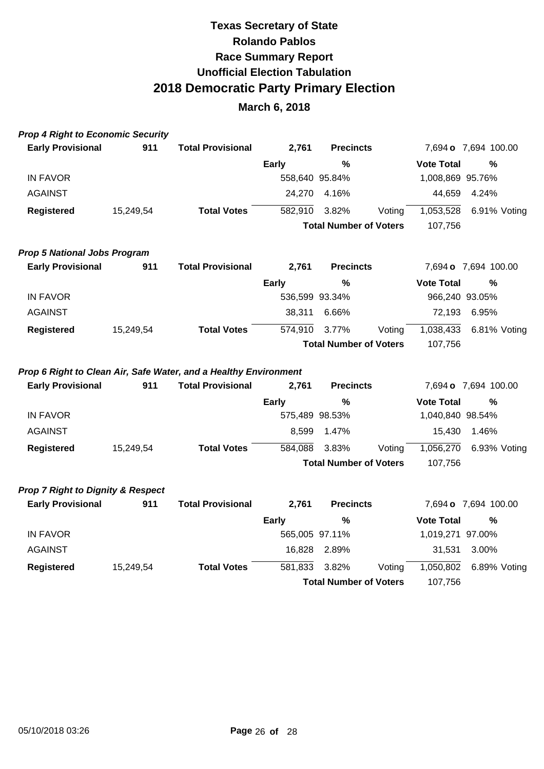# Texas Secretary of State

## Rolando Pablos

## Race Summary Report

## Unofficial Election Tabulation

# 2018 Democratic Party Primary Election

## March 6, 2018

***Prop 4 Right to Economic Security***

| | | | | | | | |
|---|---|---|---|---|---|---|---|
| **Early Provisional** | **911** | **Total Provisional** | **2,761** | **Precincts** | | 7,694 **o** 7,694 | 100.00 |
| | | | **Early** | **%** | | **Vote Total** | **%** |
| IN FAVOR | | | 558,640 | 95.84% | | 1,008,869 | 95.76% |
| AGAINST | | | 24,270 | 4.16% | | 44,659 | 4.24% |
| **Registered** | 15,249,54 | **Total Votes** | 582,910 | 3.82% | Voting | 1,053,528 | 6.91% Voting |
| | | | | **Total Number of Voters** | | 107,756 | |

***Prop 5 National Jobs Program***

| | | | | | | | |
|---|---|---|---|---|---|---|---|
| **Early Provisional** | **911** | **Total Provisional** | **2,761** | **Precincts** | | 7,694 **o** 7,694 | 100.00 |
| | | | **Early** | **%** | | **Vote Total** | **%** |
| IN FAVOR | | | 536,599 | 93.34% | | 966,240 | 93.05% |
| AGAINST | | | 38,311 | 6.66% | | 72,193 | 6.95% |
| **Registered** | 15,249,54 | **Total Votes** | 574,910 | 3.77% | Voting | 1,038,433 | 6.81% Voting |
| | | | | **Total Number of Voters** | | 107,756 | |

***Prop 6 Right to Clean Air, Safe Water, and a Healthy Environment***

| | | | | | | | |
|---|---|---|---|---|---|---|---|
| **Early Provisional** | **911** | **Total Provisional** | **2,761** | **Precincts** | | 7,694 **o** 7,694 | 100.00 |
| | | | **Early** | **%** | | **Vote Total** | **%** |
| IN FAVOR | | | 575,489 | 98.53% | | 1,040,840 | 98.54% |
| AGAINST | | | 8,599 | 1.47% | | 15,430 | 1.46% |
| **Registered** | 15,249,54 | **Total Votes** | 584,088 | 3.83% | Voting | 1,056,270 | 6.93% Voting |
| | | | | **Total Number of Voters** | | 107,756 | |

***Prop 7 Right to Dignity & Respect***

| | | | | | | | |
|---|---|---|---|---|---|---|---|
| **Early Provisional** | **911** | **Total Provisional** | **2,761** | **Precincts** | | 7,694 **o** 7,694 | 100.00 |
| | | | **Early** | **%** | | **Vote Total** | **%** |
| IN FAVOR | | | 565,005 | 97.11% | | 1,019,271 | 97.00% |
| AGAINST | | | 16,828 | 2.89% | | 31,531 | 3.00% |
| **Registered** | 15,249,54 | **Total Votes** | 581,833 | 3.82% | Voting | 1,050,802 | 6.89% Voting |
| | | | | **Total Number of Voters** | | 107,756 | |

05/10/2018 03:26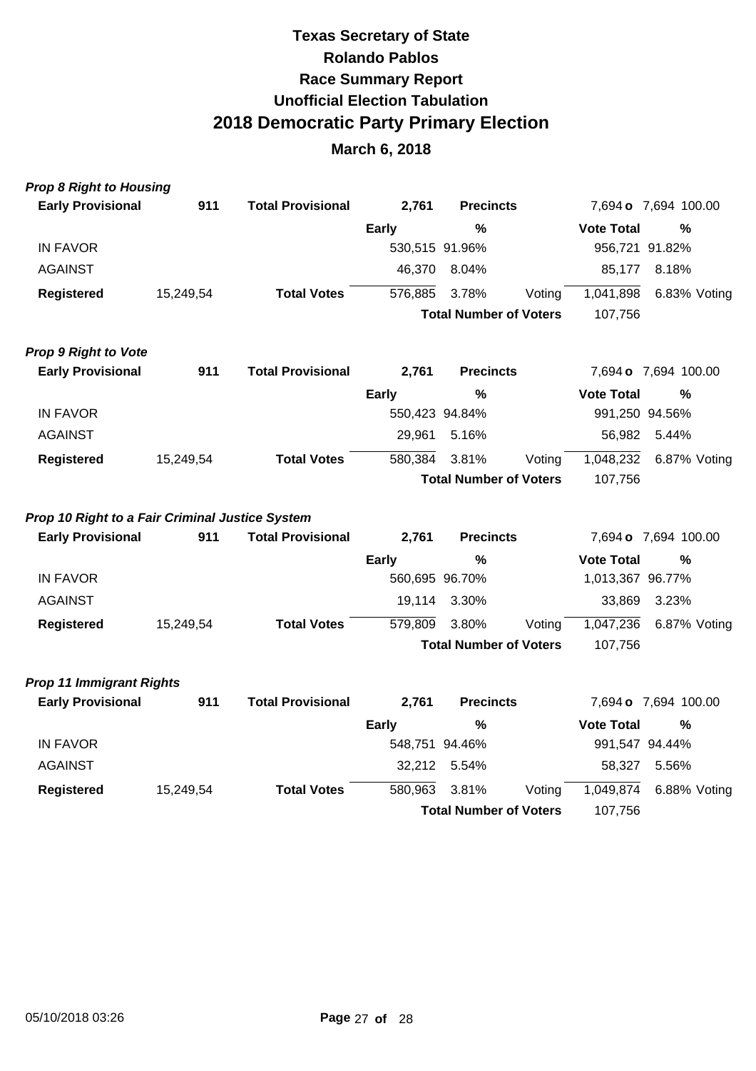# Texas Secretary of State
# Rolando Pablos
# Race Summary Report
# Unofficial Election Tabulation
# 2018 Democratic Party Primary Election
## March 6, 2018

***Prop 8 Right to Housing***

| | | | | | | | |
|---|---|---|---|---|---|---|---|
| **Early Provisional** | **911** | **Total Provisional** | **2,761** | **Precincts** | | 7,694 **o** 7,694 | 100.00 |
| | | | **Early** | **%** | | **Vote Total** | **%** |
| IN FAVOR | | | 530,515 | 91.96% | | 956,721 | 91.82% |
| AGAINST | | | 46,370 | 8.04% | | 85,177 | 8.18% |
| **Registered** | 15,249,54 | **Total Votes** | 576,885 | 3.78% | Voting | 1,041,898 | 6.83% Voting |
| | | | | **Total Number of Voters** | | 107,756 | |

***Prop 9 Right to Vote***

| | | | | | | | |
|---|---|---|---|---|---|---|---|
| **Early Provisional** | **911** | **Total Provisional** | **2,761** | **Precincts** | | 7,694 **o** 7,694 | 100.00 |
| | | | **Early** | **%** | | **Vote Total** | **%** |
| IN FAVOR | | | 550,423 | 94.84% | | 991,250 | 94.56% |
| AGAINST | | | 29,961 | 5.16% | | 56,982 | 5.44% |
| **Registered** | 15,249,54 | **Total Votes** | 580,384 | 3.81% | Voting | 1,048,232 | 6.87% Voting |
| | | | | **Total Number of Voters** | | 107,756 | |

***Prop 10 Right to a Fair Criminal Justice System***

| | | | | | | | |
|---|---|---|---|---|---|---|---|
| **Early Provisional** | **911** | **Total Provisional** | **2,761** | **Precincts** | | 7,694 **o** 7,694 | 100.00 |
| | | | **Early** | **%** | | **Vote Total** | **%** |
| IN FAVOR | | | 560,695 | 96.70% | | 1,013,367 | 96.77% |
| AGAINST | | | 19,114 | 3.30% | | 33,869 | 3.23% |
| **Registered** | 15,249,54 | **Total Votes** | 579,809 | 3.80% | Voting | 1,047,236 | 6.87% Voting |
| | | | | **Total Number of Voters** | | 107,756 | |

***Prop 11 Immigrant Rights***

| | | | | | | | |
|---|---|---|---|---|---|---|---|
| **Early Provisional** | **911** | **Total Provisional** | **2,761** | **Precincts** | | 7,694 **o** 7,694 | 100.00 |
| | | | **Early** | **%** | | **Vote Total** | **%** |
| IN FAVOR | | | 548,751 | 94.46% | | 991,547 | 94.44% |
| AGAINST | | | 32,212 | 5.54% | | 58,327 | 5.56% |
| **Registered** | 15,249,54 | **Total Votes** | 580,963 | 3.81% | Voting | 1,049,874 | 6.88% Voting |
| | | | | **Total Number of Voters** | | 107,756 | |

05/10/2018 03:26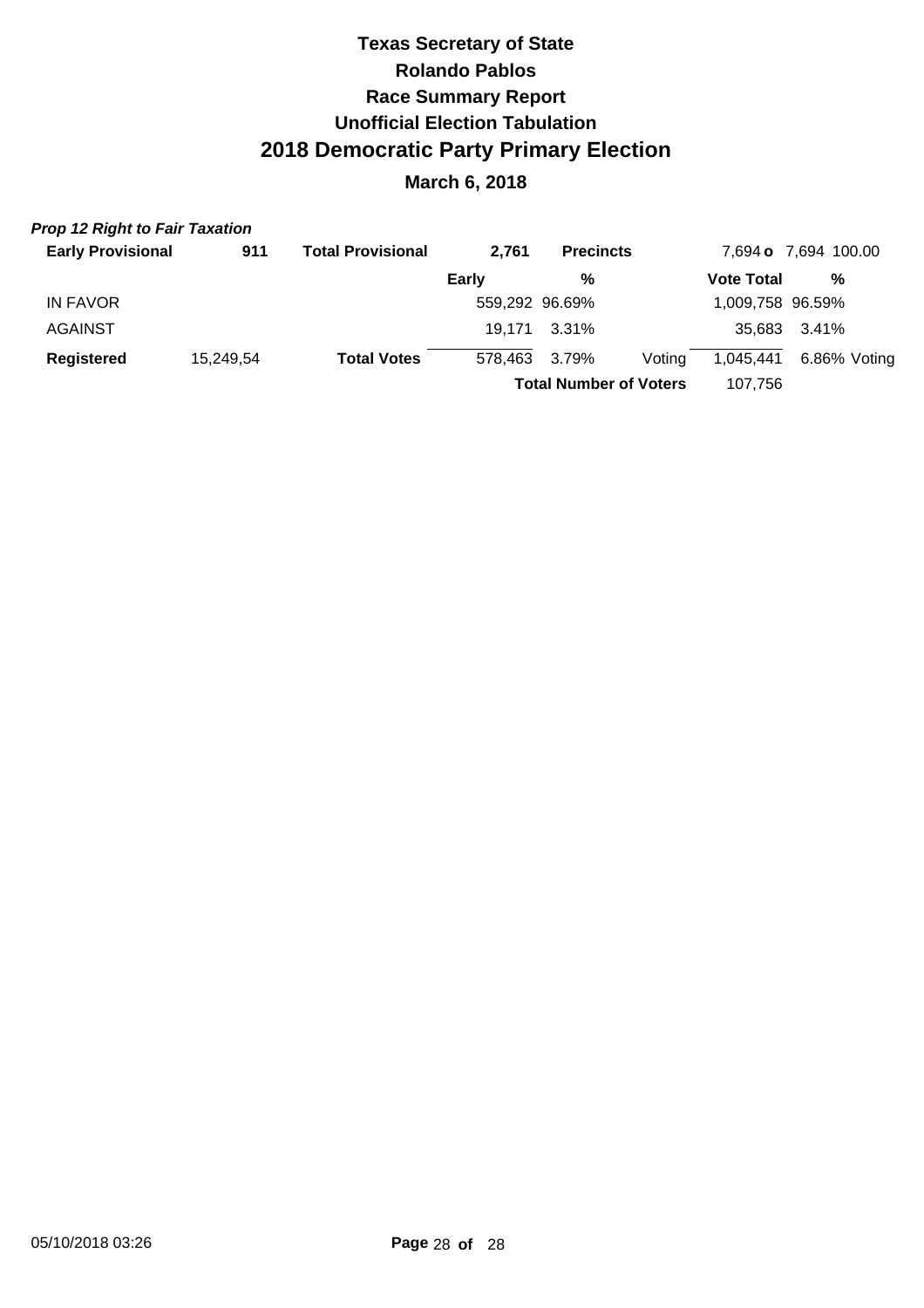# Texas Secretary of State
## Rolando Pablos
## Race Summary Report
## Unofficial Election Tabulation
## 2018 Democratic Party Primary Election
### March 6, 2018

***Prop 12 Right to Fair Taxation***

| | | | | | | | |
|---|---|---|---|---|---|---|---|
| **Early Provisional** | **911** | **Total Provisional** | **2,761** | **Precincts** | | 7,694 **o** | 7,694 100.00 |
| | | | **Early** | **%** | | **Vote Total** | **%** |
| IN FAVOR | | | 559,292 | 96.69% | | 1,009,758 | 96.59% |
| AGAINST | | | 19,171 | 3.31% | | 35,683 | 3.41% |
| **Registered** | 15,249,54 | **Total Votes** | 578,463 | 3.79% | Voting | 1,045,441 | 6.86% Voting |
| | | | **Total Number of Voters** | | | 107,756 | |

05/10/2018 03:26